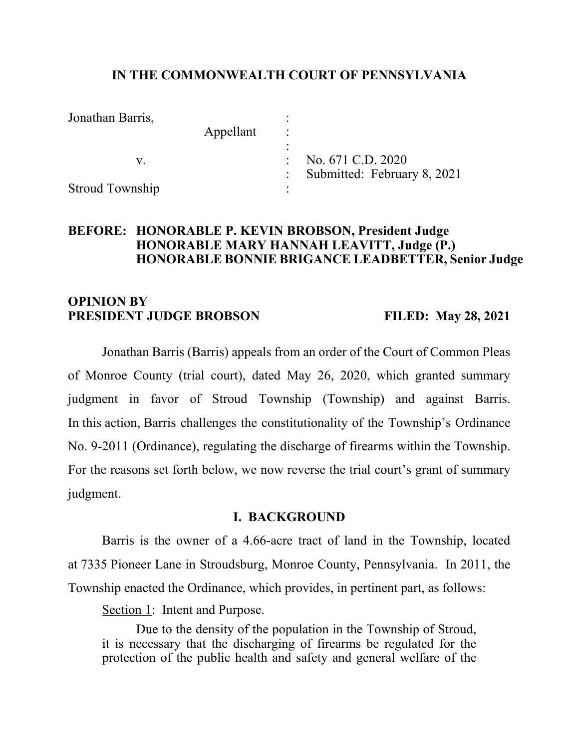**IN THE COMMONWEALTH COURT OF PENNSYLVANIA**

Jonathan Barris,
Appellant

v.

Stroud Township

No. 671 C.D. 2020
Submitted: February 8, 2021

**BEFORE: HONORABLE P. KEVIN BROBSON, President Judge**
**HONORABLE MARY HANNAH LEAVITT, Judge (P.)**
**HONORABLE BONNIE BRIGANCE LEADBETTER, Senior Judge**

**OPINION BY**
**PRESIDENT JUDGE BROBSON** **FILED: May 28, 2021**

Jonathan Barris (Barris) appeals from an order of the Court of Common Pleas of Monroe County (trial court), dated May 26, 2020, which granted summary judgment in favor of Stroud Township (Township) and against Barris. In this action, Barris challenges the constitutionality of the Township's Ordinance No. 9-2011 (Ordinance), regulating the discharge of firearms within the Township. For the reasons set forth below, we now reverse the trial court's grant of summary judgment.

## I. BACKGROUND

Barris is the owner of a 4.66-acre tract of land in the Township, located at 7335 Pioneer Lane in Stroudsburg, Monroe County, Pennsylvania. In 2011, the Township enacted the Ordinance, which provides, in pertinent part, as follows:

> Section 1: Intent and Purpose.
>
> Due to the density of the population in the Township of Stroud, it is necessary that the discharging of firearms be regulated for the protection of the public health and safety and general welfare of the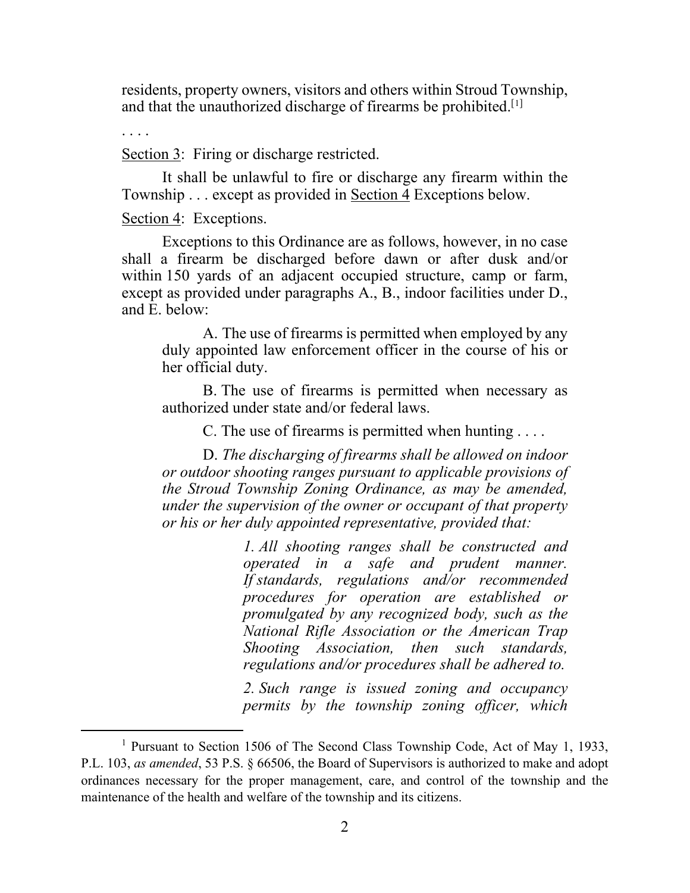residents, property owners, visitors and others within Stroud Township, and that the unauthorized discharge of firearms be prohibited.[1]

. . . .

<u>Section 3</u>: Firing or discharge restricted.

It shall be unlawful to fire or discharge any firearm within the Township . . . except as provided in <u>Section 4</u> Exceptions below.

<u>Section 4</u>: Exceptions.

Exceptions to this Ordinance are as follows, however, in no case shall a firearm be discharged before dawn or after dusk and/or within 150 yards of an adjacent occupied structure, camp or farm, except as provided under paragraphs A., B., indoor facilities under D., and E. below:

> A. The use of firearms is permitted when employed by any duly appointed law enforcement officer in the course of his or her official duty.
>
> B. The use of firearms is permitted when necessary as authorized under state and/or federal laws.
>
> C. The use of firearms is permitted when hunting . . . .
>
> D. *The discharging of firearms shall be allowed on indoor or outdoor shooting ranges pursuant to applicable provisions of the Stroud Township Zoning Ordinance, as may be amended, under the supervision of the owner or occupant of that property or his or her duly appointed representative, provided that:*
>
> > *1. All shooting ranges shall be constructed and operated in a safe and prudent manner. If standards, regulations and/or recommended procedures for operation are established or promulgated by any recognized body, such as the National Rifle Association or the American Trap Shooting Association, then such standards, regulations and/or procedures shall be adhered to.*
> >
> > *2. Such range is issued zoning and occupancy permits by the township zoning officer, which*

---

[1] Pursuant to Section 1506 of The Second Class Township Code, Act of May 1, 1933, P.L. 103, *as amended*, 53 P.S. § 66506, the Board of Supervisors is authorized to make and adopt ordinances necessary for the proper management, care, and control of the township and the maintenance of the health and welfare of the township and its citizens.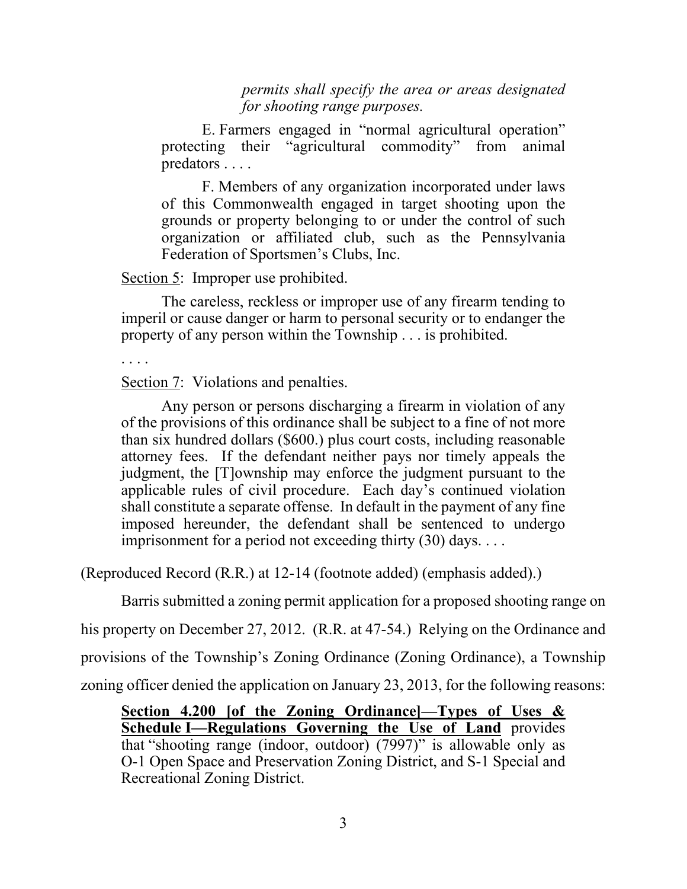*permits shall specify the area or areas designated for shooting range purposes.*

E. Farmers engaged in "normal agricultural operation" protecting their "agricultural commodity" from animal predators . . . .

F. Members of any organization incorporated under laws of this Commonwealth engaged in target shooting upon the grounds or property belonging to or under the control of such organization or affiliated club, such as the Pennsylvania Federation of Sportsmen's Clubs, Inc.

Section 5: Improper use prohibited.

The careless, reckless or improper use of any firearm tending to imperil or cause danger or harm to personal security or to endanger the property of any person within the Township . . . is prohibited.

. . . .

Section 7: Violations and penalties.

Any person or persons discharging a firearm in violation of any of the provisions of this ordinance shall be subject to a fine of not more than six hundred dollars ($600.) plus court costs, including reasonable attorney fees. If the defendant neither pays nor timely appeals the judgment, the [T]ownship may enforce the judgment pursuant to the applicable rules of civil procedure. Each day's continued violation shall constitute a separate offense. In default in the payment of any fine imposed hereunder, the defendant shall be sentenced to undergo imprisonment for a period not exceeding thirty (30) days. . . .

(Reproduced Record (R.R.) at 12-14 (footnote added) (emphasis added).)

Barris submitted a zoning permit application for a proposed shooting range on his property on December 27, 2012. (R.R. at 47-54.) Relying on the Ordinance and provisions of the Township's Zoning Ordinance (Zoning Ordinance), a Township zoning officer denied the application on January 23, 2013, for the following reasons:

**Section 4.200 [of the Zoning Ordinance]—Types of Uses & Schedule I—Regulations Governing the Use of Land** provides that "shooting range (indoor, outdoor) (7997)" is allowable only as O-1 Open Space and Preservation Zoning District, and S-1 Special and Recreational Zoning District.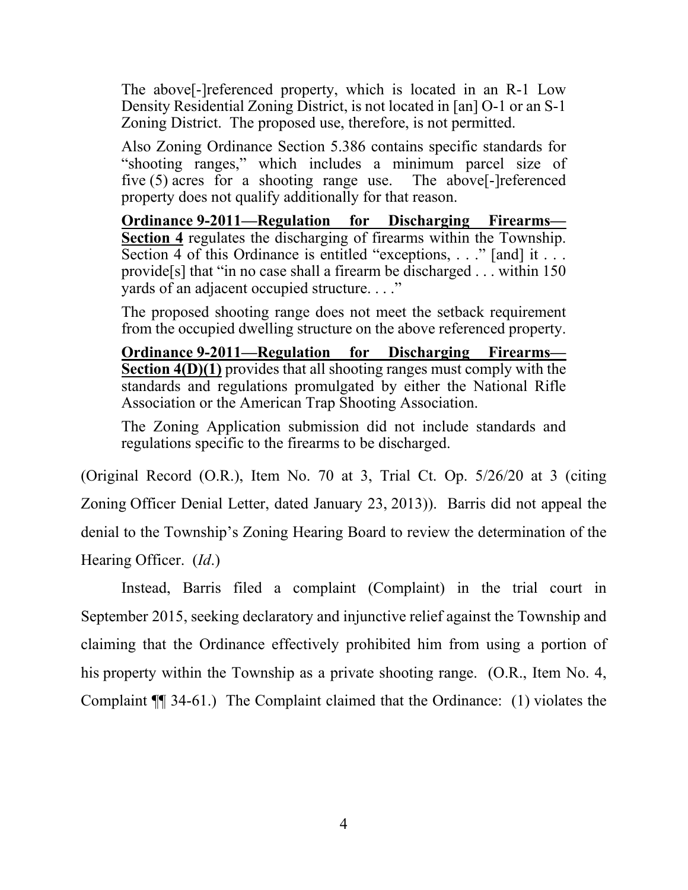> The above[-]referenced property, which is located in an R-1 Low Density Residential Zoning District, is not located in [an] O-1 or an S-1 Zoning District. The proposed use, therefore, is not permitted.
>
> Also Zoning Ordinance Section 5.386 contains specific standards for "shooting ranges," which includes a minimum parcel size of five (5) acres for a shooting range use. The above[-]referenced property does not qualify additionally for that reason.
>
> **Ordinance 9-2011—Regulation for Discharging Firearms—Section 4** regulates the discharging of firearms within the Township. Section 4 of this Ordinance is entitled "exceptions, . . ." [and] it . . . provide[s] that "in no case shall a firearm be discharged . . . within 150 yards of an adjacent occupied structure. . . ."
>
> The proposed shooting range does not meet the setback requirement from the occupied dwelling structure on the above referenced property.
>
> **Ordinance 9-2011—Regulation for Discharging Firearms—Section 4(D)(1)** provides that all shooting ranges must comply with the standards and regulations promulgated by either the National Rifle Association or the American Trap Shooting Association.
>
> The Zoning Application submission did not include standards and regulations specific to the firearms to be discharged.

(Original Record (O.R.), Item No. 70 at 3, Trial Ct. Op. 5/26/20 at 3 (citing Zoning Officer Denial Letter, dated January 23, 2013)). Barris did not appeal the denial to the Township's Zoning Hearing Board to review the determination of the Hearing Officer. (*Id*.)

Instead, Barris filed a complaint (Complaint) in the trial court in September 2015, seeking declaratory and injunctive relief against the Township and claiming that the Ordinance effectively prohibited him from using a portion of his property within the Township as a private shooting range. (O.R., Item No. 4, Complaint ¶¶ 34-61.) The Complaint claimed that the Ordinance: (1) violates the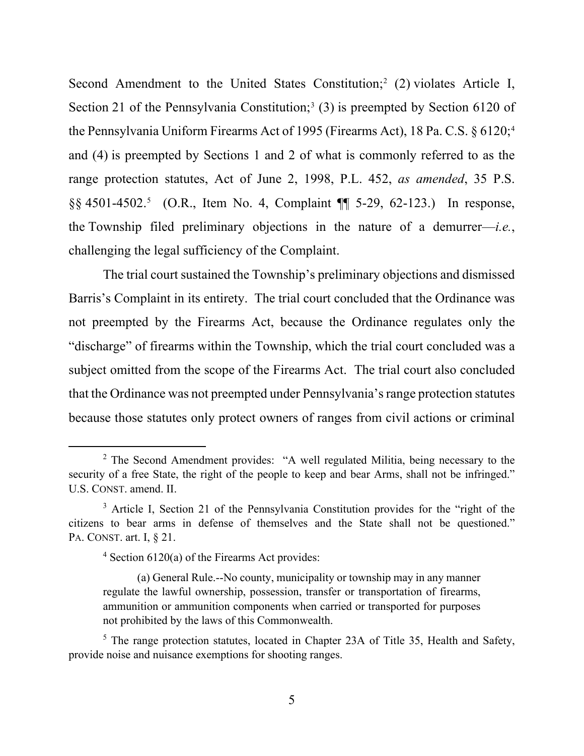Second Amendment to the United States Constitution;[2] (2) violates Article I, Section 21 of the Pennsylvania Constitution;[3] (3) is preempted by Section 6120 of the Pennsylvania Uniform Firearms Act of 1995 (Firearms Act), 18 Pa. C.S. § 6120;[4] and (4) is preempted by Sections 1 and 2 of what is commonly referred to as the range protection statutes, Act of June 2, 1998, P.L. 452, *as amended*, 35 P.S. §§ 4501-4502.[5] (O.R., Item No. 4, Complaint ¶¶ 5-29, 62-123.) In response, the Township filed preliminary objections in the nature of a demurrer—*i.e.*, challenging the legal sufficiency of the Complaint.

The trial court sustained the Township's preliminary objections and dismissed Barris's Complaint in its entirety. The trial court concluded that the Ordinance was not preempted by the Firearms Act, because the Ordinance regulates only the "discharge" of firearms within the Township, which the trial court concluded was a subject omitted from the scope of the Firearms Act. The trial court also concluded that the Ordinance was not preempted under Pennsylvania's range protection statutes because those statutes only protect owners of ranges from civil actions or criminal

---

[2] The Second Amendment provides: "A well regulated Militia, being necessary to the security of a free State, the right of the people to keep and bear Arms, shall not be infringed." U.S. CONST. amend. II.

[3] Article I, Section 21 of the Pennsylvania Constitution provides for the "right of the citizens to bear arms in defense of themselves and the State shall not be questioned." PA. CONST. art. I, § 21.

[4] Section 6120(a) of the Firearms Act provides:

> (a) General Rule.--No county, municipality or township may in any manner regulate the lawful ownership, possession, transfer or transportation of firearms, ammunition or ammunition components when carried or transported for purposes not prohibited by the laws of this Commonwealth.

[5] The range protection statutes, located in Chapter 23A of Title 35, Health and Safety, provide noise and nuisance exemptions for shooting ranges.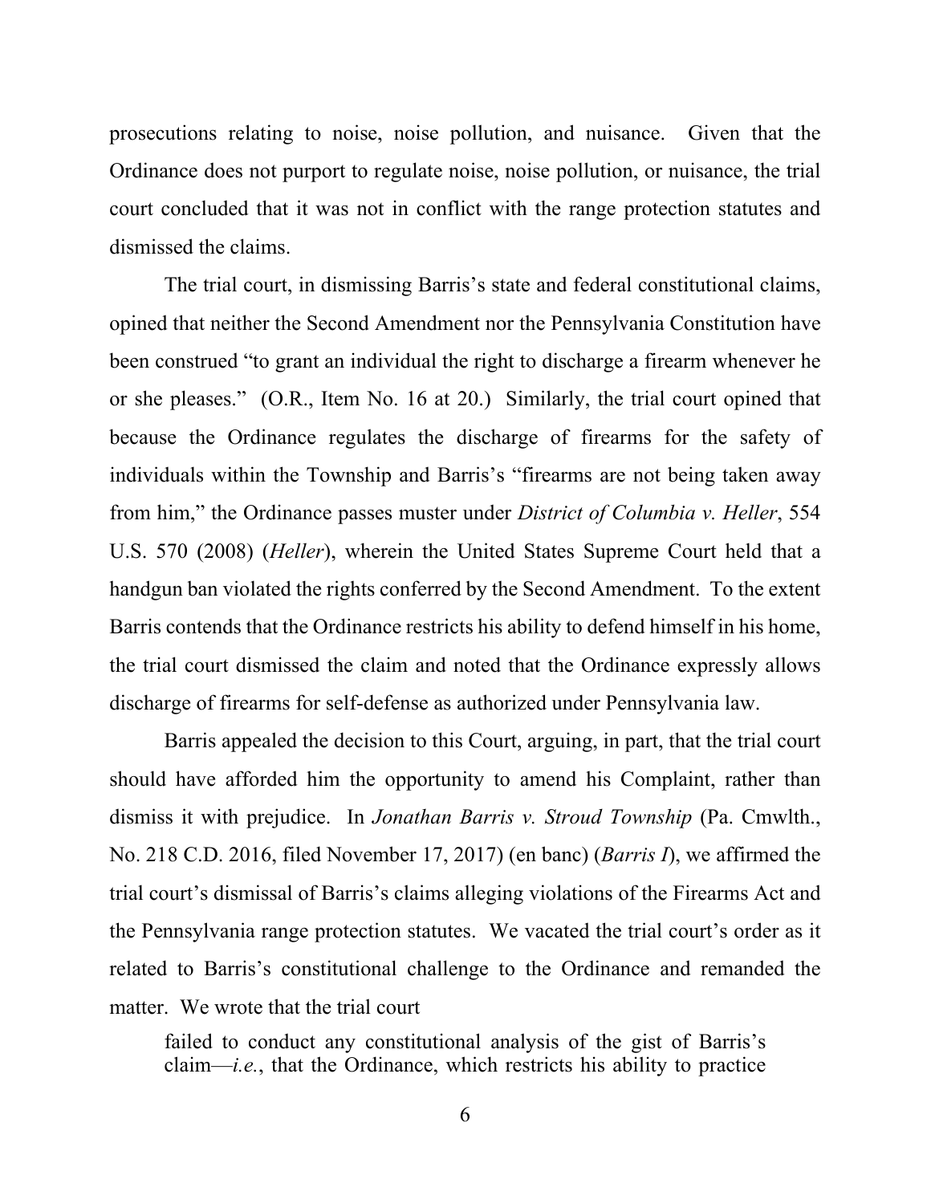prosecutions relating to noise, noise pollution, and nuisance. Given that the Ordinance does not purport to regulate noise, noise pollution, or nuisance, the trial court concluded that it was not in conflict with the range protection statutes and dismissed the claims.

The trial court, in dismissing Barris's state and federal constitutional claims, opined that neither the Second Amendment nor the Pennsylvania Constitution have been construed "to grant an individual the right to discharge a firearm whenever he or she pleases." (O.R., Item No. 16 at 20.) Similarly, the trial court opined that because the Ordinance regulates the discharge of firearms for the safety of individuals within the Township and Barris's "firearms are not being taken away from him," the Ordinance passes muster under *District of Columbia v. Heller*, 554 U.S. 570 (2008) (*Heller*), wherein the United States Supreme Court held that a handgun ban violated the rights conferred by the Second Amendment. To the extent Barris contends that the Ordinance restricts his ability to defend himself in his home, the trial court dismissed the claim and noted that the Ordinance expressly allows discharge of firearms for self-defense as authorized under Pennsylvania law.

Barris appealed the decision to this Court, arguing, in part, that the trial court should have afforded him the opportunity to amend his Complaint, rather than dismiss it with prejudice. In *Jonathan Barris v. Stroud Township* (Pa. Cmwlth., No. 218 C.D. 2016, filed November 17, 2017) (en banc) (*Barris I*), we affirmed the trial court's dismissal of Barris's claims alleging violations of the Firearms Act and the Pennsylvania range protection statutes. We vacated the trial court's order as it related to Barris's constitutional challenge to the Ordinance and remanded the matter. We wrote that the trial court

> failed to conduct any constitutional analysis of the gist of Barris's claim—*i.e.*, that the Ordinance, which restricts his ability to practice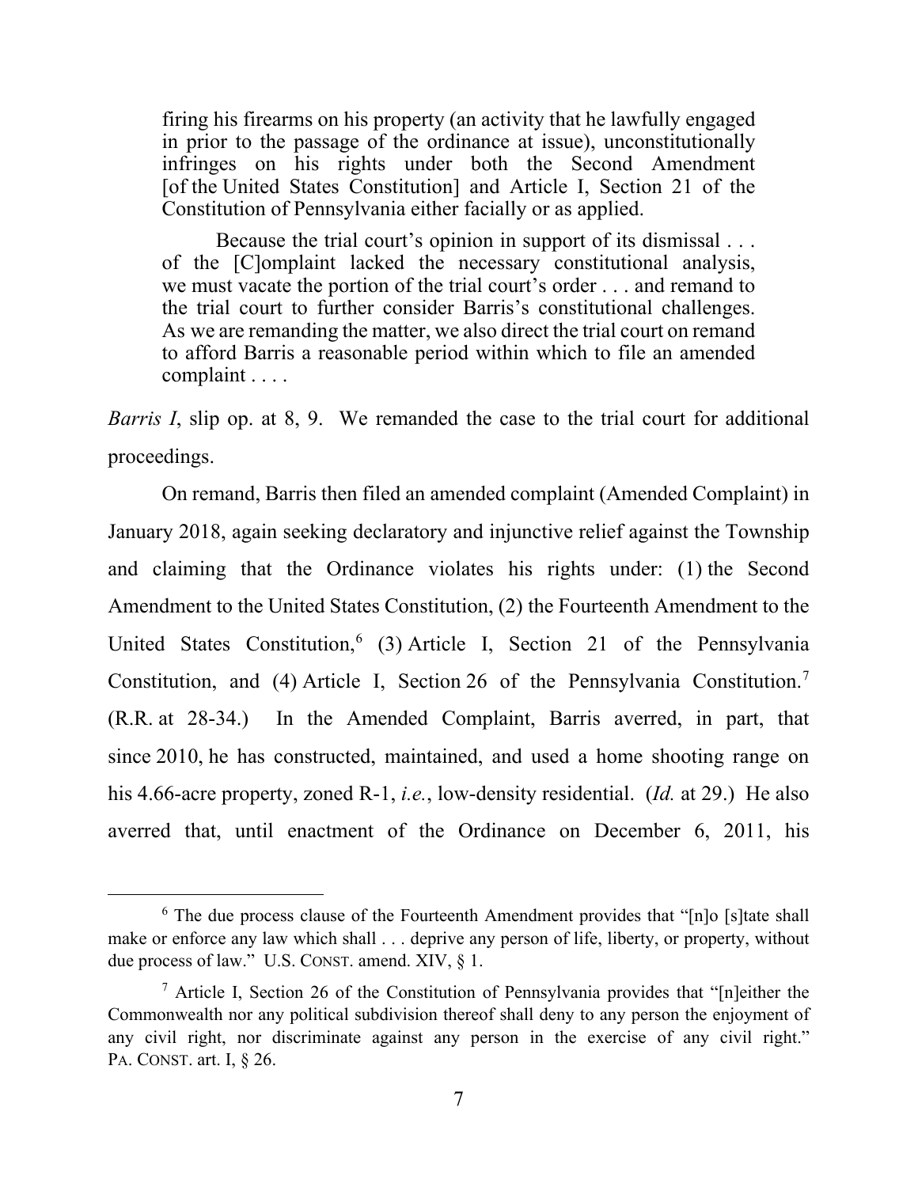> firing his firearms on his property (an activity that he lawfully engaged in prior to the passage of the ordinance at issue), unconstitutionally infringes on his rights under both the Second Amendment [of the United States Constitution] and Article I, Section 21 of the Constitution of Pennsylvania either facially or as applied.
>
> Because the trial court's opinion in support of its dismissal . . . of the [C]omplaint lacked the necessary constitutional analysis, we must vacate the portion of the trial court's order . . . and remand to the trial court to further consider Barris's constitutional challenges. As we are remanding the matter, we also direct the trial court on remand to afford Barris a reasonable period within which to file an amended complaint . . . .

*Barris I*, slip op. at 8, 9. We remanded the case to the trial court for additional proceedings.

On remand, Barris then filed an amended complaint (Amended Complaint) in January 2018, again seeking declaratory and injunctive relief against the Township and claiming that the Ordinance violates his rights under: (1) the Second Amendment to the United States Constitution, (2) the Fourteenth Amendment to the United States Constitution,[6] (3) Article I, Section 21 of the Pennsylvania Constitution, and (4) Article I, Section 26 of the Pennsylvania Constitution.[7] (R.R. at 28-34.) In the Amended Complaint, Barris averred, in part, that since 2010, he has constructed, maintained, and used a home shooting range on his 4.66-acre property, zoned R-1, *i.e.*, low-density residential. (*Id.* at 29.) He also averred that, until enactment of the Ordinance on December 6, 2011, his

---

[6] The due process clause of the Fourteenth Amendment provides that "[n]o [s]tate shall make or enforce any law which shall . . . deprive any person of life, liberty, or property, without due process of law." U.S. CONST. amend. XIV, § 1.

[7] Article I, Section 26 of the Constitution of Pennsylvania provides that "[n]either the Commonwealth nor any political subdivision thereof shall deny to any person the enjoyment of any civil right, nor discriminate against any person in the exercise of any civil right." PA. CONST. art. I, § 26.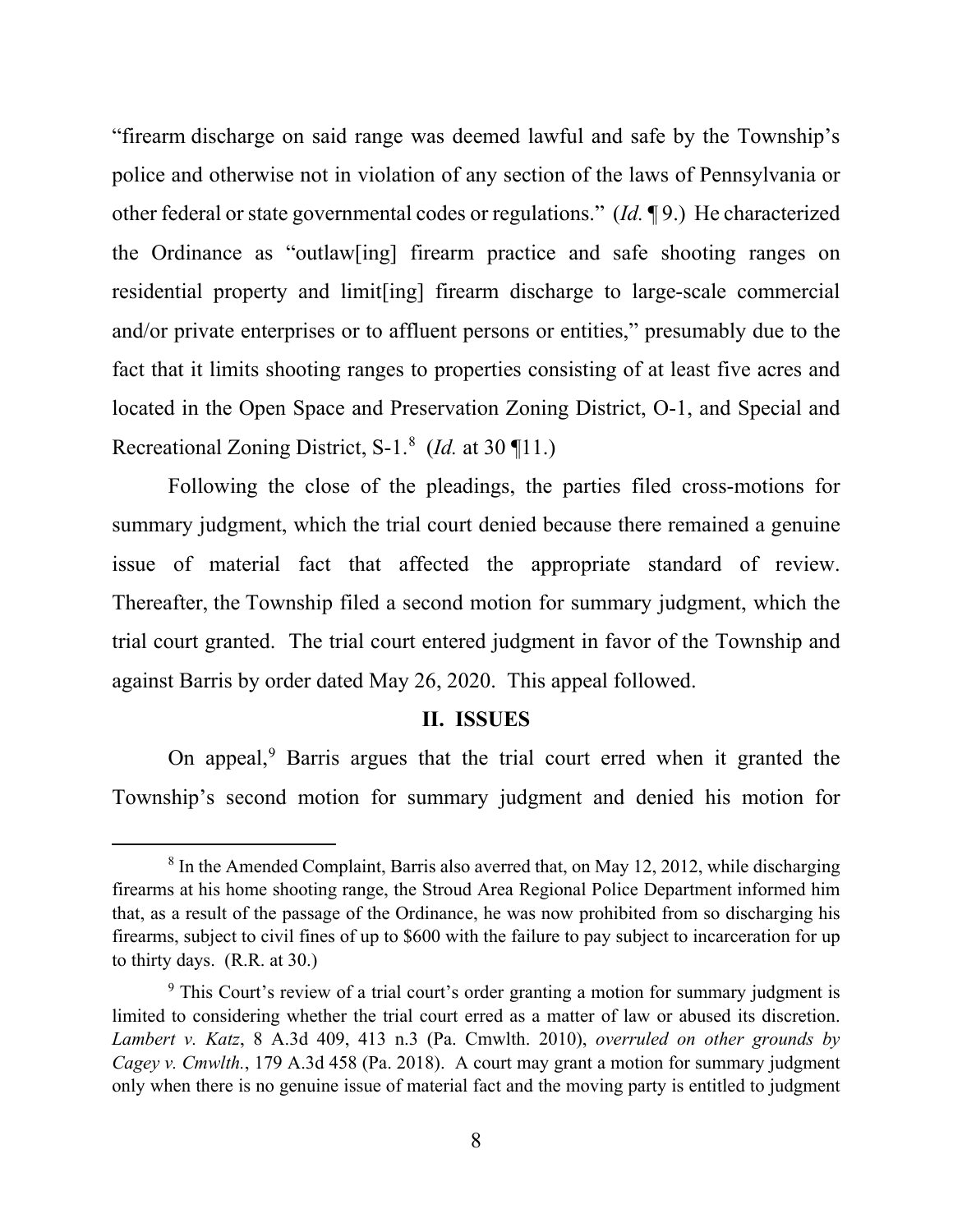"firearm discharge on said range was deemed lawful and safe by the Township's police and otherwise not in violation of any section of the laws of Pennsylvania or other federal or state governmental codes or regulations." (*Id.* ¶ 9.) He characterized the Ordinance as "outlaw[ing] firearm practice and safe shooting ranges on residential property and limit[ing] firearm discharge to large-scale commercial and/or private enterprises or to affluent persons or entities," presumably due to the fact that it limits shooting ranges to properties consisting of at least five acres and located in the Open Space and Preservation Zoning District, O-1, and Special and Recreational Zoning District, S-1.[8] (*Id.* at 30 ¶11.)

Following the close of the pleadings, the parties filed cross-motions for summary judgment, which the trial court denied because there remained a genuine issue of material fact that affected the appropriate standard of review. Thereafter, the Township filed a second motion for summary judgment, which the trial court granted. The trial court entered judgment in favor of the Township and against Barris by order dated May 26, 2020. This appeal followed.

## II. ISSUES

On appeal,[9] Barris argues that the trial court erred when it granted the Township's second motion for summary judgment and denied his motion for

---

[8] In the Amended Complaint, Barris also averred that, on May 12, 2012, while discharging firearms at his home shooting range, the Stroud Area Regional Police Department informed him that, as a result of the passage of the Ordinance, he was now prohibited from so discharging his firearms, subject to civil fines of up to $600 with the failure to pay subject to incarceration for up to thirty days. (R.R. at 30.)

[9] This Court's review of a trial court's order granting a motion for summary judgment is limited to considering whether the trial court erred as a matter of law or abused its discretion. *Lambert v. Katz*, 8 A.3d 409, 413 n.3 (Pa. Cmwlth. 2010), *overruled on other grounds by Cagey v. Cmwlth.*, 179 A.3d 458 (Pa. 2018). A court may grant a motion for summary judgment only when there is no genuine issue of material fact and the moving party is entitled to judgment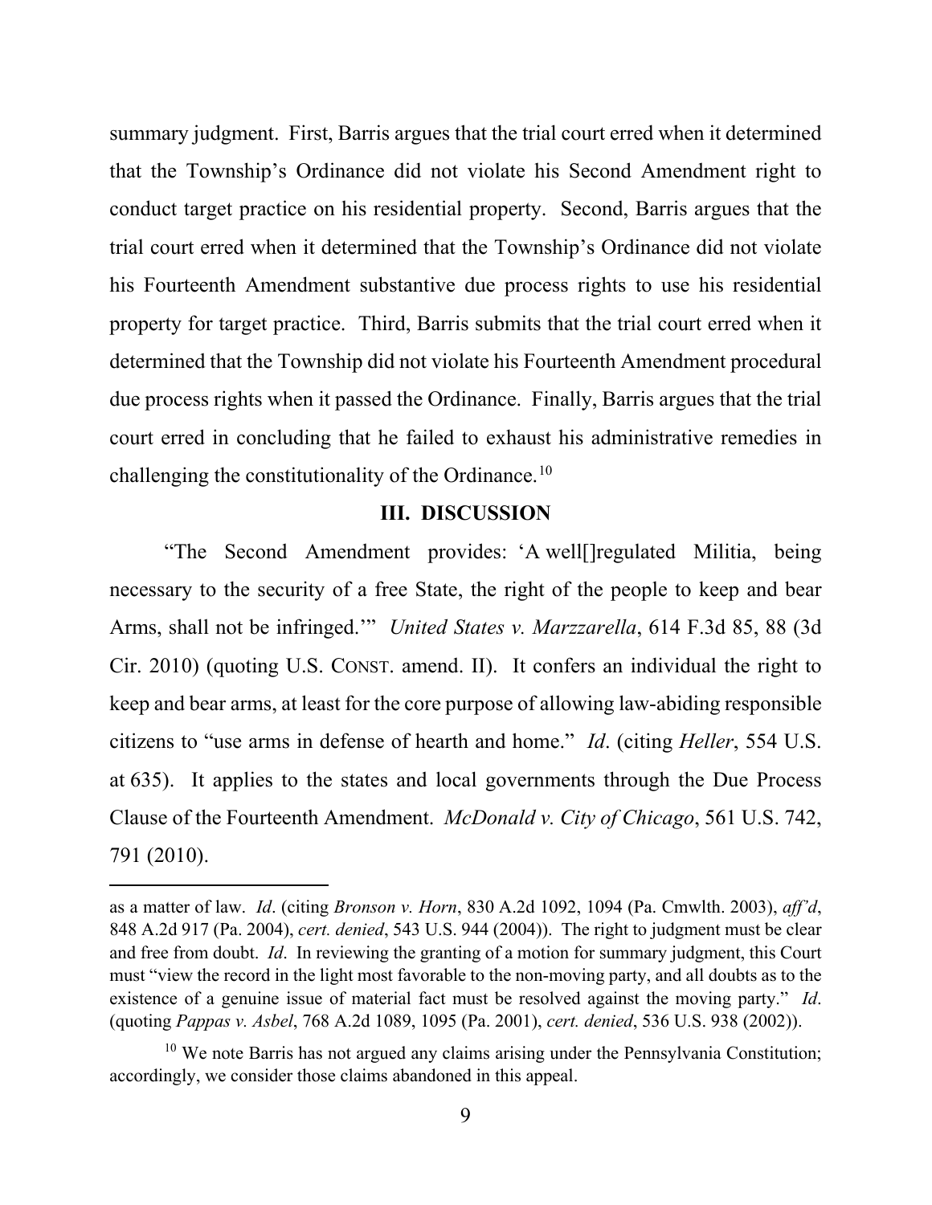summary judgment. First, Barris argues that the trial court erred when it determined that the Township's Ordinance did not violate his Second Amendment right to conduct target practice on his residential property. Second, Barris argues that the trial court erred when it determined that the Township's Ordinance did not violate his Fourteenth Amendment substantive due process rights to use his residential property for target practice. Third, Barris submits that the trial court erred when it determined that the Township did not violate his Fourteenth Amendment procedural due process rights when it passed the Ordinance. Finally, Barris argues that the trial court erred in concluding that he failed to exhaust his administrative remedies in challenging the constitutionality of the Ordinance.[10]

## III. DISCUSSION

"The Second Amendment provides: 'A well[]regulated Militia, being necessary to the security of a free State, the right of the people to keep and bear Arms, shall not be infringed.'" *United States v. Marzzarella*, 614 F.3d 85, 88 (3d Cir. 2010) (quoting U.S. CONST. amend. II). It confers an individual the right to keep and bear arms, at least for the core purpose of allowing law-abiding responsible citizens to "use arms in defense of hearth and home." *Id*. (citing *Heller*, 554 U.S. at 635). It applies to the states and local governments through the Due Process Clause of the Fourteenth Amendment. *McDonald v. City of Chicago*, 561 U.S. 742, 791 (2010).

---

as a matter of law. *Id*. (citing *Bronson v. Horn*, 830 A.2d 1092, 1094 (Pa. Cmwlth. 2003), *aff'd*, 848 A.2d 917 (Pa. 2004), *cert. denied*, 543 U.S. 944 (2004)). The right to judgment must be clear and free from doubt. *Id*. In reviewing the granting of a motion for summary judgment, this Court must "view the record in the light most favorable to the non-moving party, and all doubts as to the existence of a genuine issue of material fact must be resolved against the moving party." *Id*. (quoting *Pappas v. Asbel*, 768 A.2d 1089, 1095 (Pa. 2001), *cert. denied*, 536 U.S. 938 (2002)).

[10] We note Barris has not argued any claims arising under the Pennsylvania Constitution; accordingly, we consider those claims abandoned in this appeal.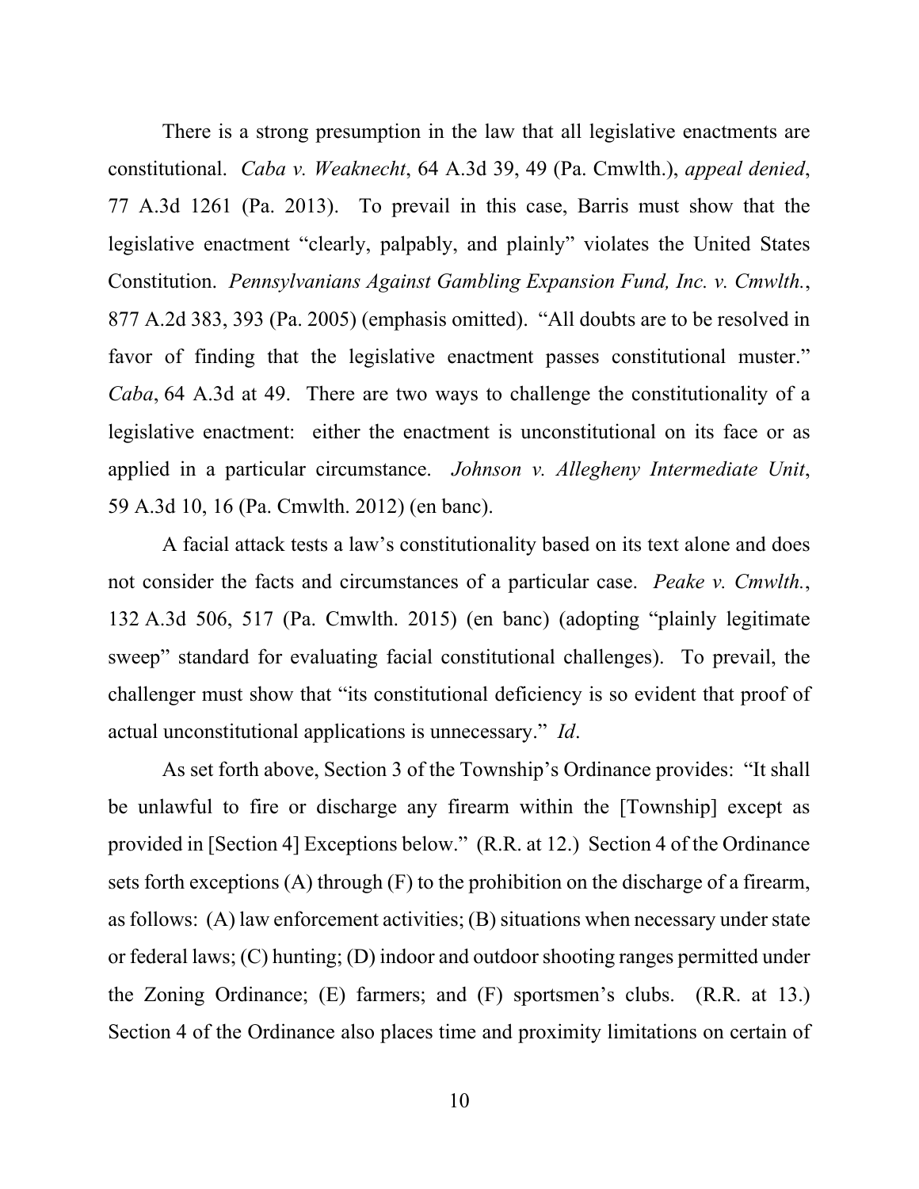There is a strong presumption in the law that all legislative enactments are constitutional. *Caba v. Weaknecht*, 64 A.3d 39, 49 (Pa. Cmwlth.), *appeal denied*, 77 A.3d 1261 (Pa. 2013). To prevail in this case, Barris must show that the legislative enactment "clearly, palpably, and plainly" violates the United States Constitution. *Pennsylvanians Against Gambling Expansion Fund, Inc. v. Cmwlth.*, 877 A.2d 383, 393 (Pa. 2005) (emphasis omitted). "All doubts are to be resolved in favor of finding that the legislative enactment passes constitutional muster." *Caba*, 64 A.3d at 49. There are two ways to challenge the constitutionality of a legislative enactment: either the enactment is unconstitutional on its face or as applied in a particular circumstance. *Johnson v. Allegheny Intermediate Unit*, 59 A.3d 10, 16 (Pa. Cmwlth. 2012) (en banc).

A facial attack tests a law's constitutionality based on its text alone and does not consider the facts and circumstances of a particular case. *Peake v. Cmwlth.*, 132 A.3d 506, 517 (Pa. Cmwlth. 2015) (en banc) (adopting "plainly legitimate sweep" standard for evaluating facial constitutional challenges). To prevail, the challenger must show that "its constitutional deficiency is so evident that proof of actual unconstitutional applications is unnecessary." *Id*.

As set forth above, Section 3 of the Township's Ordinance provides: "It shall be unlawful to fire or discharge any firearm within the [Township] except as provided in [Section 4] Exceptions below." (R.R. at 12.) Section 4 of the Ordinance sets forth exceptions (A) through (F) to the prohibition on the discharge of a firearm, as follows: (A) law enforcement activities; (B) situations when necessary under state or federal laws; (C) hunting; (D) indoor and outdoor shooting ranges permitted under the Zoning Ordinance; (E) farmers; and (F) sportsmen's clubs. (R.R. at 13.) Section 4 of the Ordinance also places time and proximity limitations on certain of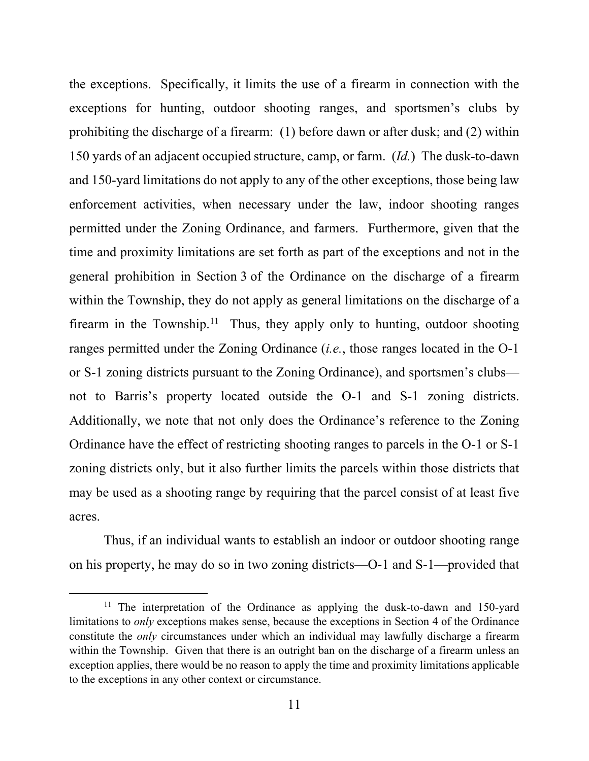the exceptions. Specifically, it limits the use of a firearm in connection with the exceptions for hunting, outdoor shooting ranges, and sportsmen's clubs by prohibiting the discharge of a firearm: (1) before dawn or after dusk; and (2) within 150 yards of an adjacent occupied structure, camp, or farm. (*Id.*) The dusk-to-dawn and 150-yard limitations do not apply to any of the other exceptions, those being law enforcement activities, when necessary under the law, indoor shooting ranges permitted under the Zoning Ordinance, and farmers. Furthermore, given that the time and proximity limitations are set forth as part of the exceptions and not in the general prohibition in Section 3 of the Ordinance on the discharge of a firearm within the Township, they do not apply as general limitations on the discharge of a firearm in the Township.[11] Thus, they apply only to hunting, outdoor shooting ranges permitted under the Zoning Ordinance (*i.e.*, those ranges located in the O-1 or S-1 zoning districts pursuant to the Zoning Ordinance), and sportsmen's clubs—not to Barris's property located outside the O-1 and S-1 zoning districts. Additionally, we note that not only does the Ordinance's reference to the Zoning Ordinance have the effect of restricting shooting ranges to parcels in the O-1 or S-1 zoning districts only, but it also further limits the parcels within those districts that may be used as a shooting range by requiring that the parcel consist of at least five acres.

Thus, if an individual wants to establish an indoor or outdoor shooting range on his property, he may do so in two zoning districts—O-1 and S-1—provided that

[11] The interpretation of the Ordinance as applying the dusk-to-dawn and 150-yard limitations to *only* exceptions makes sense, because the exceptions in Section 4 of the Ordinance constitute the *only* circumstances under which an individual may lawfully discharge a firearm within the Township. Given that there is an outright ban on the discharge of a firearm unless an exception applies, there would be no reason to apply the time and proximity limitations applicable to the exceptions in any other context or circumstance.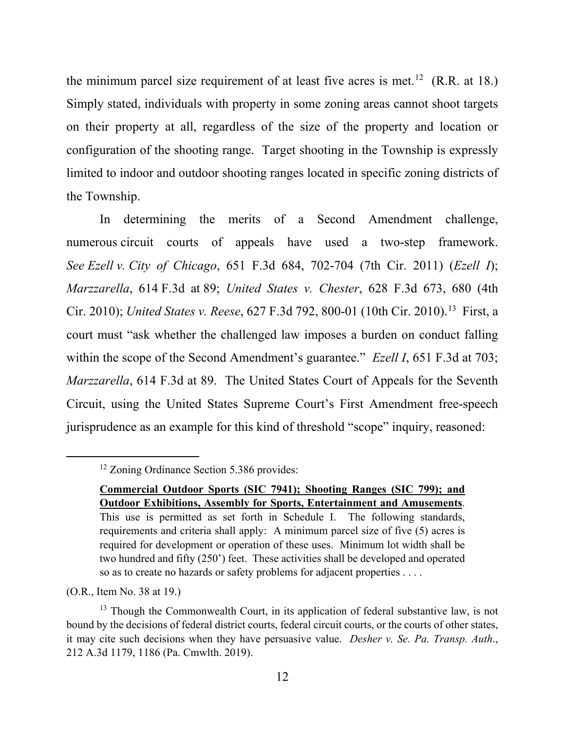the minimum parcel size requirement of at least five acres is met.[12] (R.R. at 18.) Simply stated, individuals with property in some zoning areas cannot shoot targets on their property at all, regardless of the size of the property and location or configuration of the shooting range. Target shooting in the Township is expressly limited to indoor and outdoor shooting ranges located in specific zoning districts of the Township.

In determining the merits of a Second Amendment challenge, numerous circuit courts of appeals have used a two-step framework. *See Ezell v. City of Chicago*, 651 F.3d 684, 702-704 (7th Cir. 2011) (*Ezell I*); *Marzzarella*, 614 F.3d at 89; *United States v. Chester*, 628 F.3d 673, 680 (4th Cir. 2010); *United States v. Reese*, 627 F.3d 792, 800-01 (10th Cir. 2010).[13] First, a court must "ask whether the challenged law imposes a burden on conduct falling within the scope of the Second Amendment's guarantee." *Ezell I*, 651 F.3d at 703; *Marzzarella*, 614 F.3d at 89. The United States Court of Appeals for the Seventh Circuit, using the United States Supreme Court's First Amendment free-speech jurisprudence as an example for this kind of threshold "scope" inquiry, reasoned:

---

[12] Zoning Ordinance Section 5.386 provides:

> **<u>Commercial Outdoor Sports (SIC 7941); Shooting Ranges (SIC 799); and Outdoor Exhibitions, Assembly for Sports, Entertainment and Amusements</u>**. This use is permitted as set forth in Schedule I. The following standards, requirements and criteria shall apply: A minimum parcel size of five (5) acres is required for development or operation of these uses. Minimum lot width shall be two hundred and fifty (250') feet. These activities shall be developed and operated so as to create no hazards or safety problems for adjacent properties . . . .

(O.R., Item No. 38 at 19.)

[13] Though the Commonwealth Court, in its application of federal substantive law, is not bound by the decisions of federal district courts, federal circuit courts, or the courts of other states, it may cite such decisions when they have persuasive value. *Desher v. Se. Pa. Transp. Auth*., 212 A.3d 1179, 1186 (Pa. Cmwlth. 2019).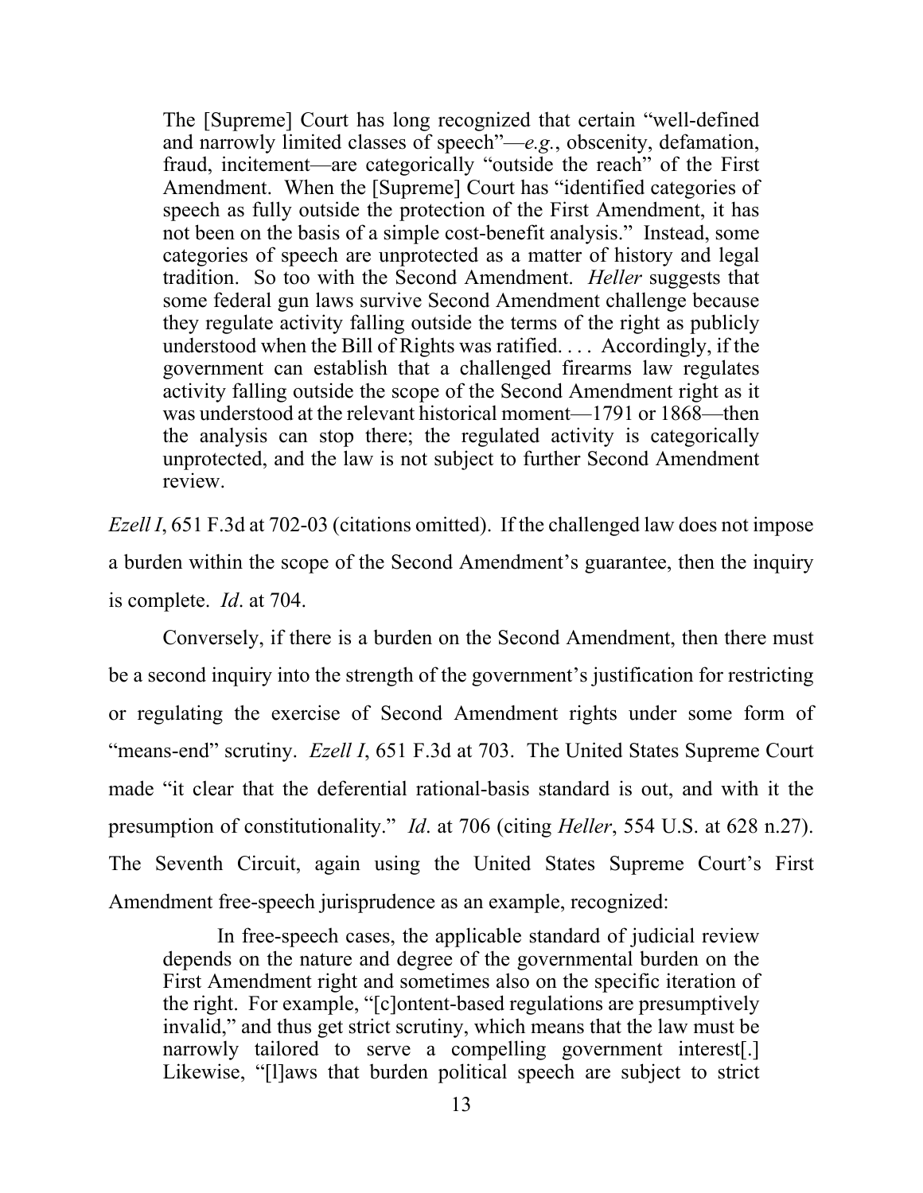> The [Supreme] Court has long recognized that certain "well-defined and narrowly limited classes of speech"—*e.g.*, obscenity, defamation, fraud, incitement—are categorically "outside the reach" of the First Amendment. When the [Supreme] Court has "identified categories of speech as fully outside the protection of the First Amendment, it has not been on the basis of a simple cost-benefit analysis." Instead, some categories of speech are unprotected as a matter of history and legal tradition. So too with the Second Amendment. *Heller* suggests that some federal gun laws survive Second Amendment challenge because they regulate activity falling outside the terms of the right as publicly understood when the Bill of Rights was ratified. . . . Accordingly, if the government can establish that a challenged firearms law regulates activity falling outside the scope of the Second Amendment right as it was understood at the relevant historical moment—1791 or 1868—then the analysis can stop there; the regulated activity is categorically unprotected, and the law is not subject to further Second Amendment review.

*Ezell I*, 651 F.3d at 702-03 (citations omitted). If the challenged law does not impose a burden within the scope of the Second Amendment's guarantee, then the inquiry is complete. *Id*. at 704.

Conversely, if there is a burden on the Second Amendment, then there must be a second inquiry into the strength of the government's justification for restricting or regulating the exercise of Second Amendment rights under some form of "means-end" scrutiny. *Ezell I*, 651 F.3d at 703. The United States Supreme Court made "it clear that the deferential rational-basis standard is out, and with it the presumption of constitutionality." *Id*. at 706 (citing *Heller*, 554 U.S. at 628 n.27). The Seventh Circuit, again using the United States Supreme Court's First Amendment free-speech jurisprudence as an example, recognized:

> In free-speech cases, the applicable standard of judicial review depends on the nature and degree of the governmental burden on the First Amendment right and sometimes also on the specific iteration of the right. For example, "[c]ontent-based regulations are presumptively invalid," and thus get strict scrutiny, which means that the law must be narrowly tailored to serve a compelling government interest[.] Likewise, "[l]aws that burden political speech are subject to strict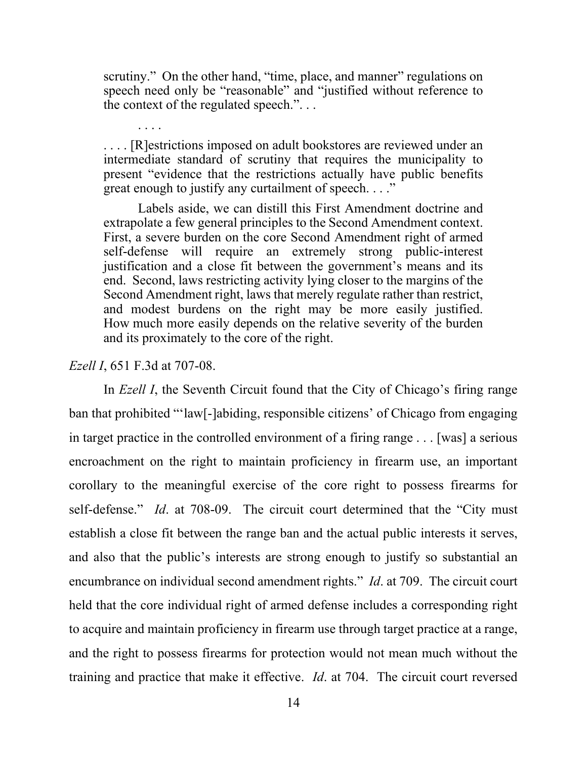> scrutiny." On the other hand, "time, place, and manner" regulations on speech need only be "reasonable" and "justified without reference to the context of the regulated speech.". . .
>
> . . . .
>
> . . . . [R]estrictions imposed on adult bookstores are reviewed under an intermediate standard of scrutiny that requires the municipality to present "evidence that the restrictions actually have public benefits great enough to justify any curtailment of speech. . . ."
>
> Labels aside, we can distill this First Amendment doctrine and extrapolate a few general principles to the Second Amendment context. First, a severe burden on the core Second Amendment right of armed self-defense will require an extremely strong public-interest justification and a close fit between the government's means and its end. Second, laws restricting activity lying closer to the margins of the Second Amendment right, laws that merely regulate rather than restrict, and modest burdens on the right may be more easily justified. How much more easily depends on the relative severity of the burden and its proximately to the core of the right.

*Ezell I*, 651 F.3d at 707-08.

In *Ezell I*, the Seventh Circuit found that the City of Chicago's firing range ban that prohibited "'law[-]abiding, responsible citizens' of Chicago from engaging in target practice in the controlled environment of a firing range . . . [was] a serious encroachment on the right to maintain proficiency in firearm use, an important corollary to the meaningful exercise of the core right to possess firearms for self-defense." *Id*. at 708-09. The circuit court determined that the "City must establish a close fit between the range ban and the actual public interests it serves, and also that the public's interests are strong enough to justify so substantial an encumbrance on individual second amendment rights." *Id*. at 709. The circuit court held that the core individual right of armed defense includes a corresponding right to acquire and maintain proficiency in firearm use through target practice at a range, and the right to possess firearms for protection would not mean much without the training and practice that make it effective. *Id*. at 704. The circuit court reversed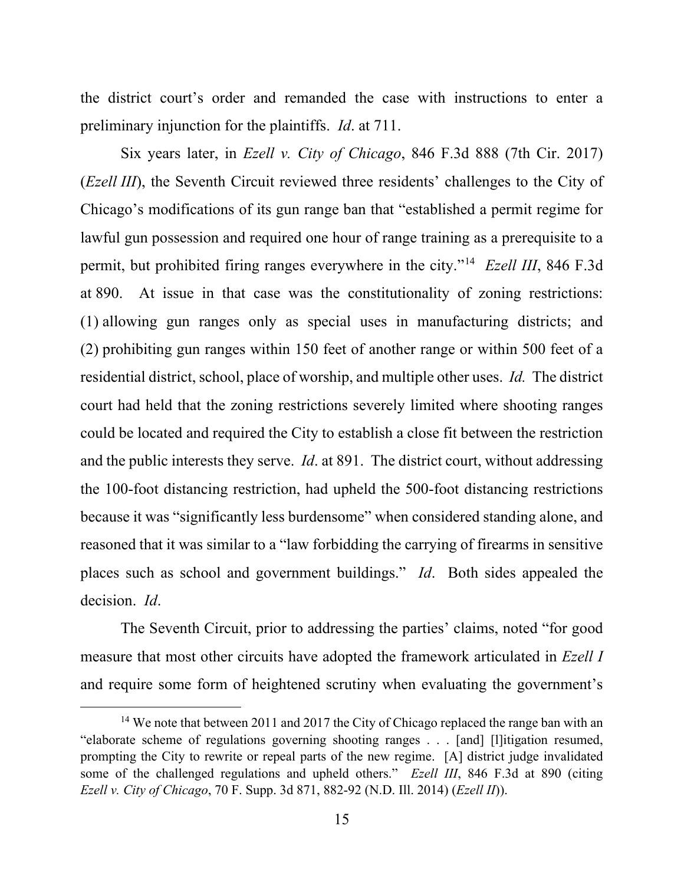the district court's order and remanded the case with instructions to enter a preliminary injunction for the plaintiffs. *Id*. at 711.

Six years later, in *Ezell v. City of Chicago*, 846 F.3d 888 (7th Cir. 2017) (*Ezell III*), the Seventh Circuit reviewed three residents' challenges to the City of Chicago's modifications of its gun range ban that "established a permit regime for lawful gun possession and required one hour of range training as a prerequisite to a permit, but prohibited firing ranges everywhere in the city."[14] *Ezell III*, 846 F.3d at 890. At issue in that case was the constitutionality of zoning restrictions: (1) allowing gun ranges only as special uses in manufacturing districts; and (2) prohibiting gun ranges within 150 feet of another range or within 500 feet of a residential district, school, place of worship, and multiple other uses. *Id.* The district court had held that the zoning restrictions severely limited where shooting ranges could be located and required the City to establish a close fit between the restriction and the public interests they serve. *Id*. at 891. The district court, without addressing the 100-foot distancing restriction, had upheld the 500-foot distancing restrictions because it was "significantly less burdensome" when considered standing alone, and reasoned that it was similar to a "law forbidding the carrying of firearms in sensitive places such as school and government buildings." *Id*. Both sides appealed the decision. *Id*.

The Seventh Circuit, prior to addressing the parties' claims, noted "for good measure that most other circuits have adopted the framework articulated in *Ezell I* and require some form of heightened scrutiny when evaluating the government's

---

[14] We note that between 2011 and 2017 the City of Chicago replaced the range ban with an "elaborate scheme of regulations governing shooting ranges . . . [and] [l]itigation resumed, prompting the City to rewrite or repeal parts of the new regime. [A] district judge invalidated some of the challenged regulations and upheld others." *Ezell III*, 846 F.3d at 890 (citing *Ezell v. City of Chicago*, 70 F. Supp. 3d 871, 882-92 (N.D. Ill. 2014) (*Ezell II*)).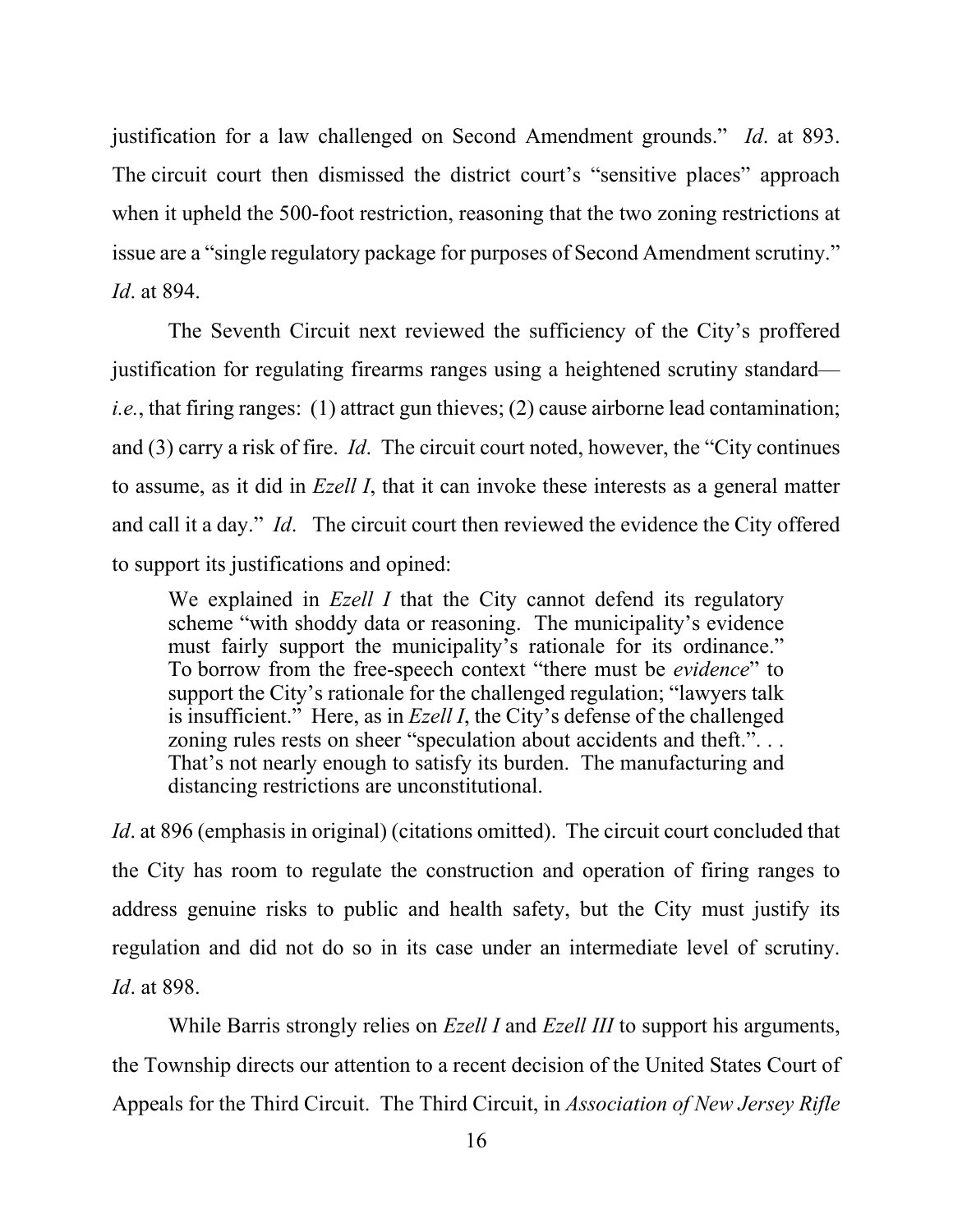justification for a law challenged on Second Amendment grounds." *Id*. at 893. The circuit court then dismissed the district court's "sensitive places" approach when it upheld the 500-foot restriction, reasoning that the two zoning restrictions at issue are a "single regulatory package for purposes of Second Amendment scrutiny." *Id*. at 894.

The Seventh Circuit next reviewed the sufficiency of the City's proffered justification for regulating firearms ranges using a heightened scrutiny standard—*i.e.*, that firing ranges: (1) attract gun thieves; (2) cause airborne lead contamination; and (3) carry a risk of fire. *Id*. The circuit court noted, however, the "City continues to assume, as it did in *Ezell I*, that it can invoke these interests as a general matter and call it a day." *Id*. The circuit court then reviewed the evidence the City offered to support its justifications and opined:

> We explained in *Ezell I* that the City cannot defend its regulatory scheme "with shoddy data or reasoning. The municipality's evidence must fairly support the municipality's rationale for its ordinance." To borrow from the free-speech context "there must be *evidence*" to support the City's rationale for the challenged regulation; "lawyers talk is insufficient." Here, as in *Ezell I*, the City's defense of the challenged zoning rules rests on sheer "speculation about accidents and theft.". . . That's not nearly enough to satisfy its burden. The manufacturing and distancing restrictions are unconstitutional.

*Id*. at 896 (emphasis in original) (citations omitted). The circuit court concluded that the City has room to regulate the construction and operation of firing ranges to address genuine risks to public and health safety, but the City must justify its regulation and did not do so in its case under an intermediate level of scrutiny. *Id*. at 898.

While Barris strongly relies on *Ezell I* and *Ezell III* to support his arguments, the Township directs our attention to a recent decision of the United States Court of Appeals for the Third Circuit. The Third Circuit, in *Association of New Jersey Rifle*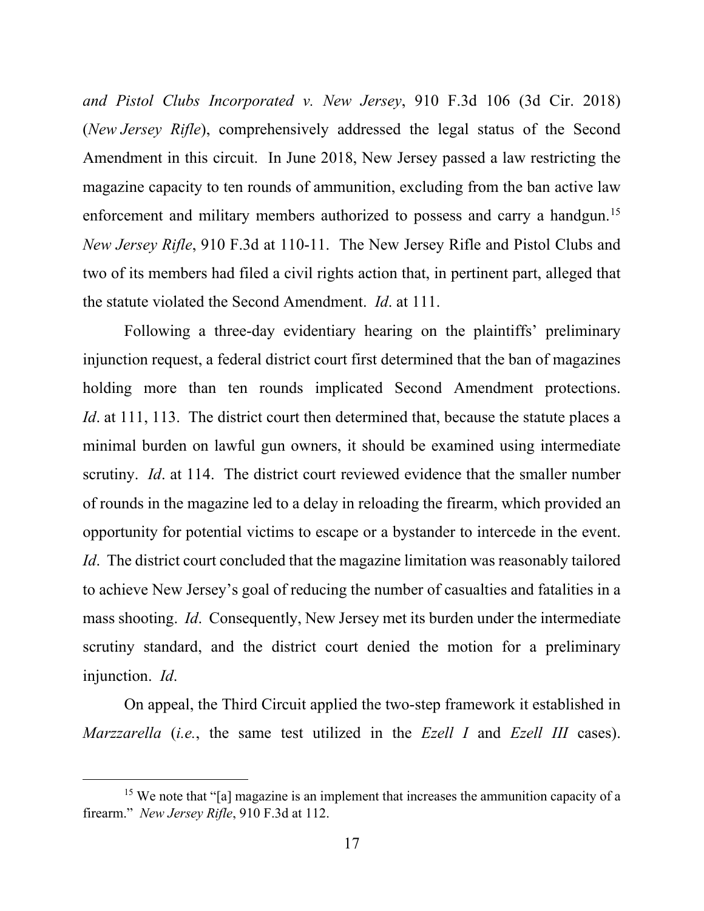*and Pistol Clubs Incorporated v. New Jersey*, 910 F.3d 106 (3d Cir. 2018) (*New Jersey Rifle*), comprehensively addressed the legal status of the Second Amendment in this circuit. In June 2018, New Jersey passed a law restricting the magazine capacity to ten rounds of ammunition, excluding from the ban active law enforcement and military members authorized to possess and carry a handgun.[15] *New Jersey Rifle*, 910 F.3d at 110-11. The New Jersey Rifle and Pistol Clubs and two of its members had filed a civil rights action that, in pertinent part, alleged that the statute violated the Second Amendment. *Id*. at 111.

Following a three-day evidentiary hearing on the plaintiffs' preliminary injunction request, a federal district court first determined that the ban of magazines holding more than ten rounds implicated Second Amendment protections. *Id*. at 111, 113. The district court then determined that, because the statute places a minimal burden on lawful gun owners, it should be examined using intermediate scrutiny. *Id*. at 114. The district court reviewed evidence that the smaller number of rounds in the magazine led to a delay in reloading the firearm, which provided an opportunity for potential victims to escape or a bystander to intercede in the event. *Id*. The district court concluded that the magazine limitation was reasonably tailored to achieve New Jersey's goal of reducing the number of casualties and fatalities in a mass shooting. *Id*. Consequently, New Jersey met its burden under the intermediate scrutiny standard, and the district court denied the motion for a preliminary injunction. *Id*.

On appeal, the Third Circuit applied the two-step framework it established in *Marzzarella* (*i.e.*, the same test utilized in the *Ezell I* and *Ezell III* cases).

[15] We note that "[a] magazine is an implement that increases the ammunition capacity of a firearm." *New Jersey Rifle*, 910 F.3d at 112.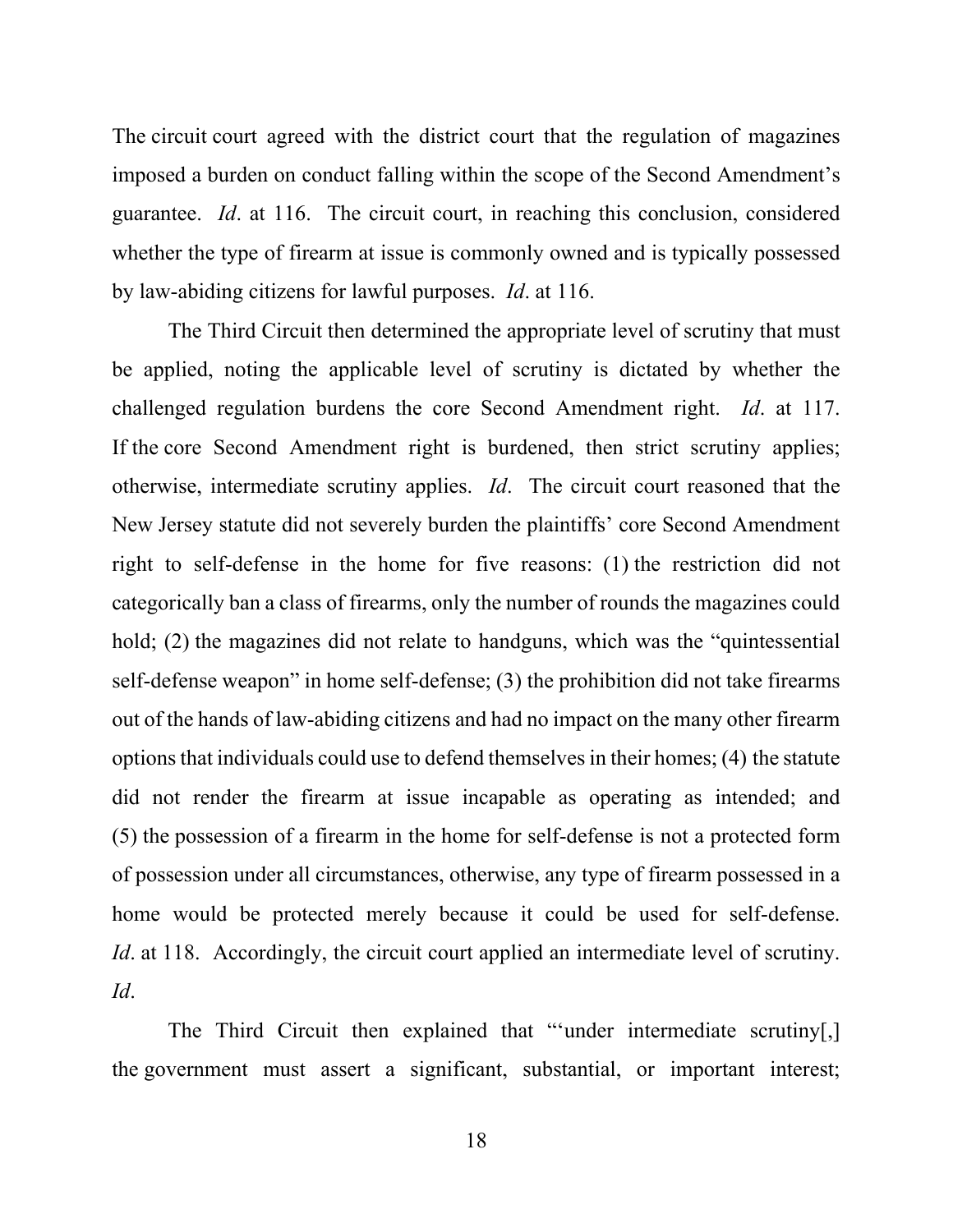The circuit court agreed with the district court that the regulation of magazines imposed a burden on conduct falling within the scope of the Second Amendment's guarantee. *Id*. at 116. The circuit court, in reaching this conclusion, considered whether the type of firearm at issue is commonly owned and is typically possessed by law-abiding citizens for lawful purposes. *Id*. at 116.

The Third Circuit then determined the appropriate level of scrutiny that must be applied, noting the applicable level of scrutiny is dictated by whether the challenged regulation burdens the core Second Amendment right. *Id*. at 117. If the core Second Amendment right is burdened, then strict scrutiny applies; otherwise, intermediate scrutiny applies. *Id*. The circuit court reasoned that the New Jersey statute did not severely burden the plaintiffs' core Second Amendment right to self-defense in the home for five reasons: (1) the restriction did not categorically ban a class of firearms, only the number of rounds the magazines could hold; (2) the magazines did not relate to handguns, which was the "quintessential self-defense weapon" in home self-defense; (3) the prohibition did not take firearms out of the hands of law-abiding citizens and had no impact on the many other firearm options that individuals could use to defend themselves in their homes; (4) the statute did not render the firearm at issue incapable as operating as intended; and (5) the possession of a firearm in the home for self-defense is not a protected form of possession under all circumstances, otherwise, any type of firearm possessed in a home would be protected merely because it could be used for self-defense. *Id*. at 118. Accordingly, the circuit court applied an intermediate level of scrutiny. *Id*.

The Third Circuit then explained that "'under intermediate scrutiny[,] the government must assert a significant, substantial, or important interest;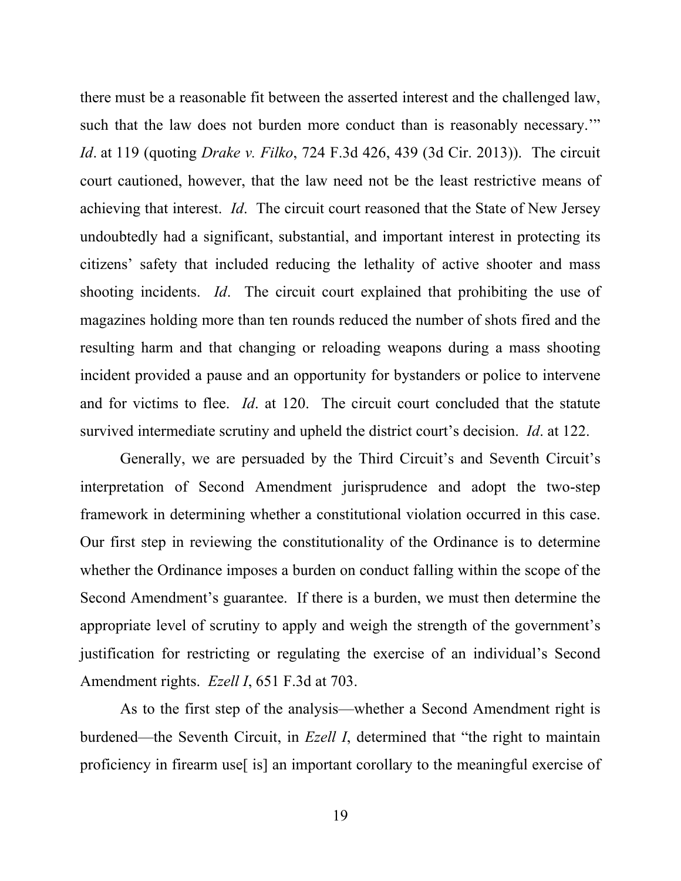there must be a reasonable fit between the asserted interest and the challenged law, such that the law does not burden more conduct than is reasonably necessary.'" *Id*. at 119 (quoting *Drake v. Filko*, 724 F.3d 426, 439 (3d Cir. 2013)). The circuit court cautioned, however, that the law need not be the least restrictive means of achieving that interest. *Id*. The circuit court reasoned that the State of New Jersey undoubtedly had a significant, substantial, and important interest in protecting its citizens' safety that included reducing the lethality of active shooter and mass shooting incidents. *Id*. The circuit court explained that prohibiting the use of magazines holding more than ten rounds reduced the number of shots fired and the resulting harm and that changing or reloading weapons during a mass shooting incident provided a pause and an opportunity for bystanders or police to intervene and for victims to flee. *Id*. at 120. The circuit court concluded that the statute survived intermediate scrutiny and upheld the district court's decision. *Id*. at 122.

Generally, we are persuaded by the Third Circuit's and Seventh Circuit's interpretation of Second Amendment jurisprudence and adopt the two-step framework in determining whether a constitutional violation occurred in this case. Our first step in reviewing the constitutionality of the Ordinance is to determine whether the Ordinance imposes a burden on conduct falling within the scope of the Second Amendment's guarantee. If there is a burden, we must then determine the appropriate level of scrutiny to apply and weigh the strength of the government's justification for restricting or regulating the exercise of an individual's Second Amendment rights. *Ezell I*, 651 F.3d at 703.

As to the first step of the analysis—whether a Second Amendment right is burdened—the Seventh Circuit, in *Ezell I*, determined that "the right to maintain proficiency in firearm use[ is] an important corollary to the meaningful exercise of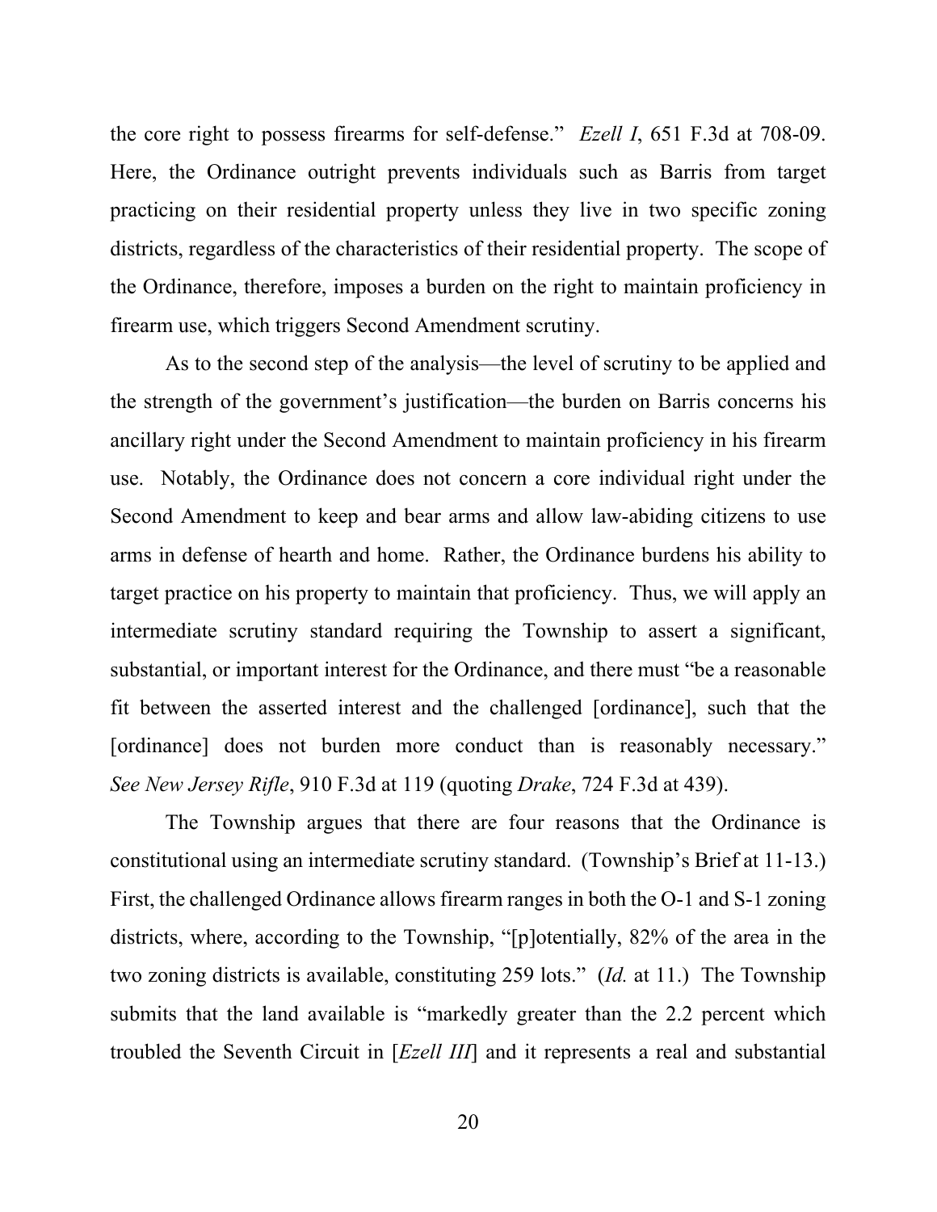the core right to possess firearms for self-defense." *Ezell I*, 651 F.3d at 708-09. Here, the Ordinance outright prevents individuals such as Barris from target practicing on their residential property unless they live in two specific zoning districts, regardless of the characteristics of their residential property. The scope of the Ordinance, therefore, imposes a burden on the right to maintain proficiency in firearm use, which triggers Second Amendment scrutiny.

As to the second step of the analysis—the level of scrutiny to be applied and the strength of the government's justification—the burden on Barris concerns his ancillary right under the Second Amendment to maintain proficiency in his firearm use. Notably, the Ordinance does not concern a core individual right under the Second Amendment to keep and bear arms and allow law-abiding citizens to use arms in defense of hearth and home. Rather, the Ordinance burdens his ability to target practice on his property to maintain that proficiency. Thus, we will apply an intermediate scrutiny standard requiring the Township to assert a significant, substantial, or important interest for the Ordinance, and there must "be a reasonable fit between the asserted interest and the challenged [ordinance], such that the [ordinance] does not burden more conduct than is reasonably necessary." *See New Jersey Rifle*, 910 F.3d at 119 (quoting *Drake*, 724 F.3d at 439).

The Township argues that there are four reasons that the Ordinance is constitutional using an intermediate scrutiny standard. (Township's Brief at 11-13.) First, the challenged Ordinance allows firearm ranges in both the O-1 and S-1 zoning districts, where, according to the Township, "[p]otentially, 82% of the area in the two zoning districts is available, constituting 259 lots." (*Id.* at 11.) The Township submits that the land available is "markedly greater than the 2.2 percent which troubled the Seventh Circuit in [*Ezell III*] and it represents a real and substantial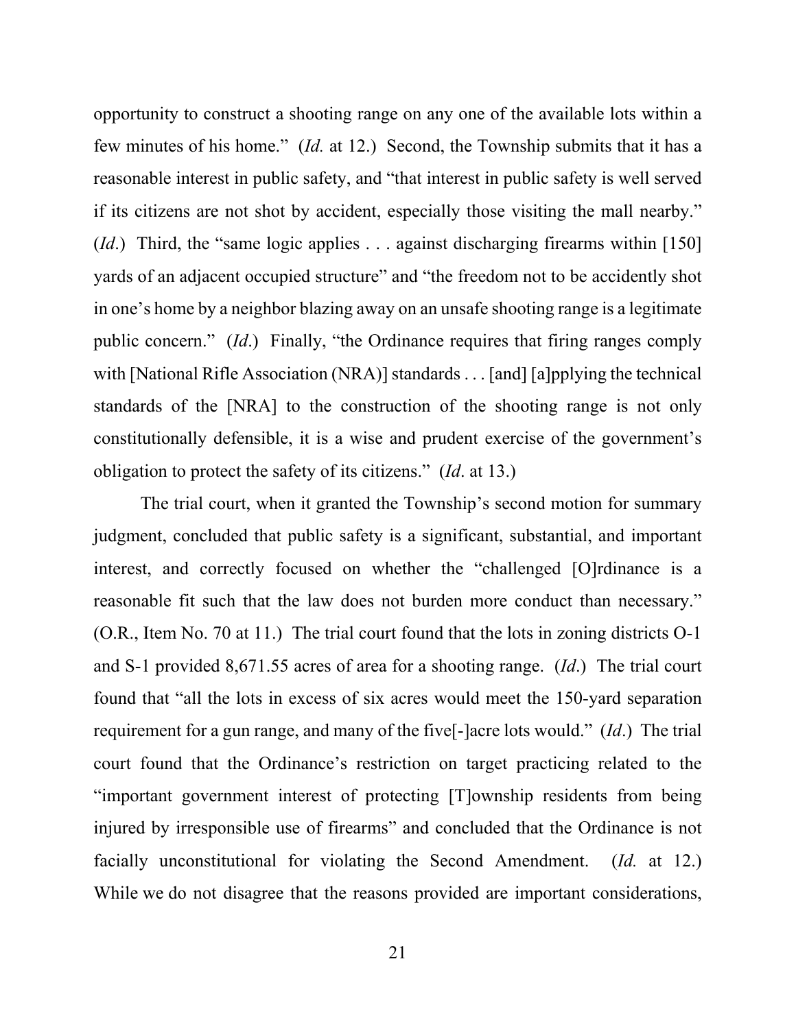opportunity to construct a shooting range on any one of the available lots within a few minutes of his home." (*Id.* at 12.) Second, the Township submits that it has a reasonable interest in public safety, and "that interest in public safety is well served if its citizens are not shot by accident, especially those visiting the mall nearby." (*Id*.) Third, the "same logic applies . . . against discharging firearms within [150] yards of an adjacent occupied structure" and "the freedom not to be accidently shot in one's home by a neighbor blazing away on an unsafe shooting range is a legitimate public concern." (*Id*.) Finally, "the Ordinance requires that firing ranges comply with [National Rifle Association (NRA)] standards . . . [and] [a]pplying the technical standards of the [NRA] to the construction of the shooting range is not only constitutionally defensible, it is a wise and prudent exercise of the government's obligation to protect the safety of its citizens." (*Id*. at 13.)

The trial court, when it granted the Township's second motion for summary judgment, concluded that public safety is a significant, substantial, and important interest, and correctly focused on whether the "challenged [O]rdinance is a reasonable fit such that the law does not burden more conduct than necessary." (O.R., Item No. 70 at 11.) The trial court found that the lots in zoning districts O-1 and S-1 provided 8,671.55 acres of area for a shooting range. (*Id*.) The trial court found that "all the lots in excess of six acres would meet the 150-yard separation requirement for a gun range, and many of the five[-]acre lots would." (*Id*.) The trial court found that the Ordinance's restriction on target practicing related to the "important government interest of protecting [T]ownship residents from being injured by irresponsible use of firearms" and concluded that the Ordinance is not facially unconstitutional for violating the Second Amendment. (*Id.* at 12.) While we do not disagree that the reasons provided are important considerations,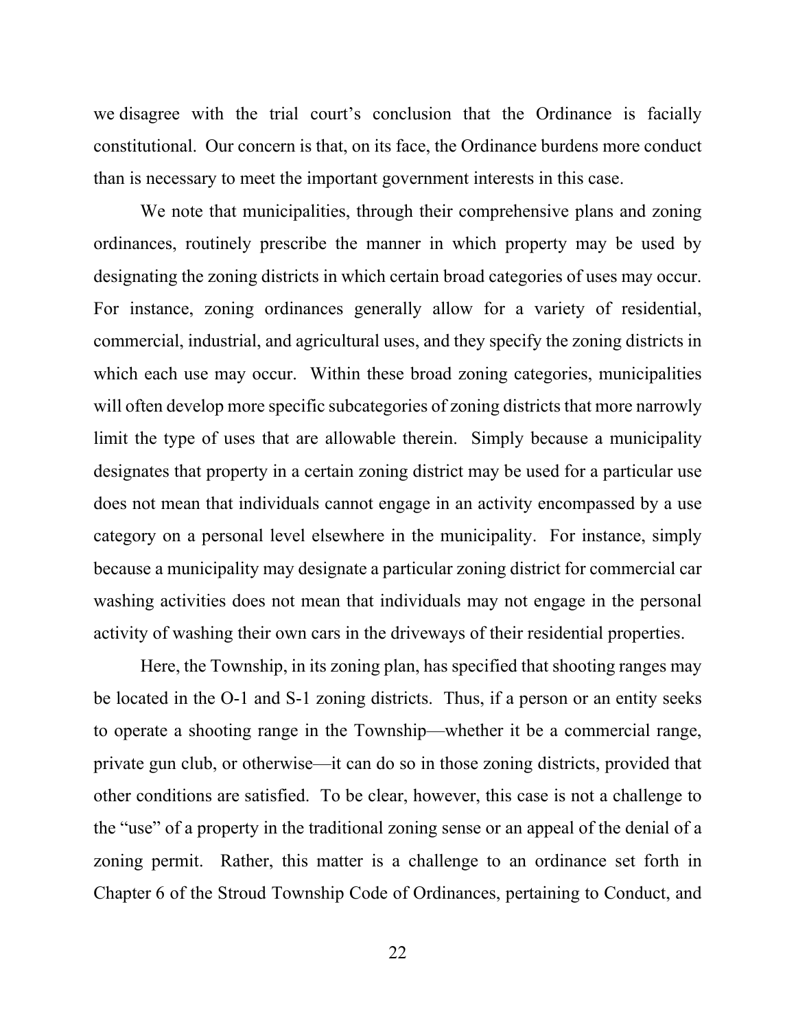we disagree with the trial court's conclusion that the Ordinance is facially constitutional. Our concern is that, on its face, the Ordinance burdens more conduct than is necessary to meet the important government interests in this case.

We note that municipalities, through their comprehensive plans and zoning ordinances, routinely prescribe the manner in which property may be used by designating the zoning districts in which certain broad categories of uses may occur. For instance, zoning ordinances generally allow for a variety of residential, commercial, industrial, and agricultural uses, and they specify the zoning districts in which each use may occur. Within these broad zoning categories, municipalities will often develop more specific subcategories of zoning districts that more narrowly limit the type of uses that are allowable therein. Simply because a municipality designates that property in a certain zoning district may be used for a particular use does not mean that individuals cannot engage in an activity encompassed by a use category on a personal level elsewhere in the municipality. For instance, simply because a municipality may designate a particular zoning district for commercial car washing activities does not mean that individuals may not engage in the personal activity of washing their own cars in the driveways of their residential properties.

Here, the Township, in its zoning plan, has specified that shooting ranges may be located in the O-1 and S-1 zoning districts. Thus, if a person or an entity seeks to operate a shooting range in the Township—whether it be a commercial range, private gun club, or otherwise—it can do so in those zoning districts, provided that other conditions are satisfied. To be clear, however, this case is not a challenge to the "use" of a property in the traditional zoning sense or an appeal of the denial of a zoning permit. Rather, this matter is a challenge to an ordinance set forth in Chapter 6 of the Stroud Township Code of Ordinances, pertaining to Conduct, and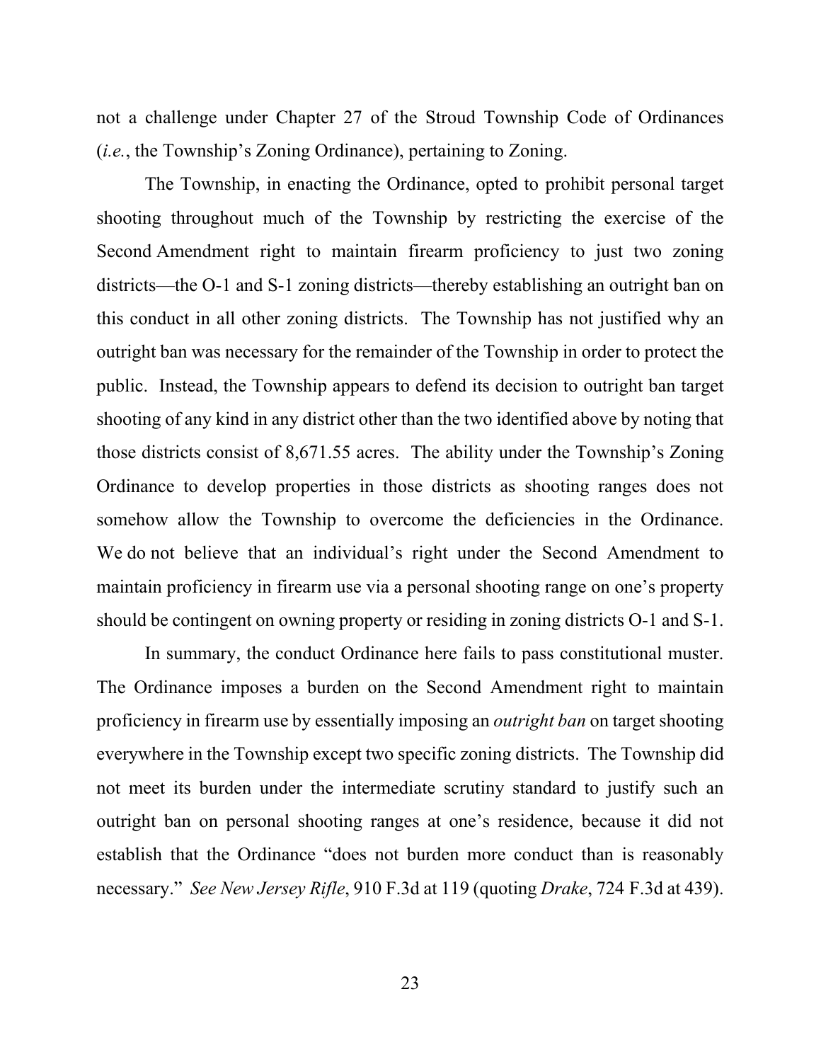not a challenge under Chapter 27 of the Stroud Township Code of Ordinances (*i.e.*, the Township's Zoning Ordinance), pertaining to Zoning.

The Township, in enacting the Ordinance, opted to prohibit personal target shooting throughout much of the Township by restricting the exercise of the Second Amendment right to maintain firearm proficiency to just two zoning districts—the O-1 and S-1 zoning districts—thereby establishing an outright ban on this conduct in all other zoning districts. The Township has not justified why an outright ban was necessary for the remainder of the Township in order to protect the public. Instead, the Township appears to defend its decision to outright ban target shooting of any kind in any district other than the two identified above by noting that those districts consist of 8,671.55 acres. The ability under the Township's Zoning Ordinance to develop properties in those districts as shooting ranges does not somehow allow the Township to overcome the deficiencies in the Ordinance. We do not believe that an individual's right under the Second Amendment to maintain proficiency in firearm use via a personal shooting range on one's property should be contingent on owning property or residing in zoning districts O-1 and S-1.

In summary, the conduct Ordinance here fails to pass constitutional muster. The Ordinance imposes a burden on the Second Amendment right to maintain proficiency in firearm use by essentially imposing an *outright ban* on target shooting everywhere in the Township except two specific zoning districts. The Township did not meet its burden under the intermediate scrutiny standard to justify such an outright ban on personal shooting ranges at one's residence, because it did not establish that the Ordinance "does not burden more conduct than is reasonably necessary." *See New Jersey Rifle*, 910 F.3d at 119 (quoting *Drake*, 724 F.3d at 439).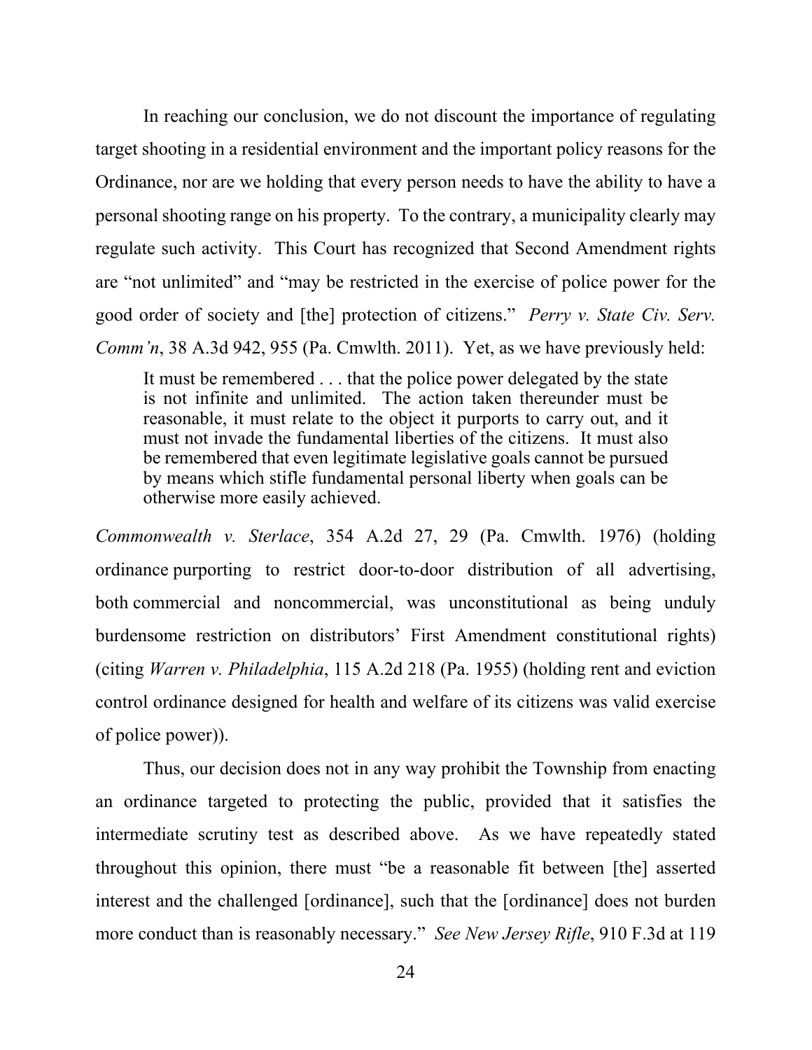In reaching our conclusion, we do not discount the importance of regulating target shooting in a residential environment and the important policy reasons for the Ordinance, nor are we holding that every person needs to have the ability to have a personal shooting range on his property. To the contrary, a municipality clearly may regulate such activity. This Court has recognized that Second Amendment rights are "not unlimited" and "may be restricted in the exercise of police power for the good order of society and [the] protection of citizens." *Perry v. State Civ. Serv. Comm'n*, 38 A.3d 942, 955 (Pa. Cmwlth. 2011). Yet, as we have previously held:

> It must be remembered . . . that the police power delegated by the state is not infinite and unlimited. The action taken thereunder must be reasonable, it must relate to the object it purports to carry out, and it must not invade the fundamental liberties of the citizens. It must also be remembered that even legitimate legislative goals cannot be pursued by means which stifle fundamental personal liberty when goals can be otherwise more easily achieved.

*Commonwealth v. Sterlace*, 354 A.2d 27, 29 (Pa. Cmwlth. 1976) (holding ordinance purporting to restrict door-to-door distribution of all advertising, both commercial and noncommercial, was unconstitutional as being unduly burdensome restriction on distributors' First Amendment constitutional rights) (citing *Warren v. Philadelphia*, 115 A.2d 218 (Pa. 1955) (holding rent and eviction control ordinance designed for health and welfare of its citizens was valid exercise of police power)).

Thus, our decision does not in any way prohibit the Township from enacting an ordinance targeted to protecting the public, provided that it satisfies the intermediate scrutiny test as described above. As we have repeatedly stated throughout this opinion, there must "be a reasonable fit between [the] asserted interest and the challenged [ordinance], such that the [ordinance] does not burden more conduct than is reasonably necessary." *See New Jersey Rifle*, 910 F.3d at 119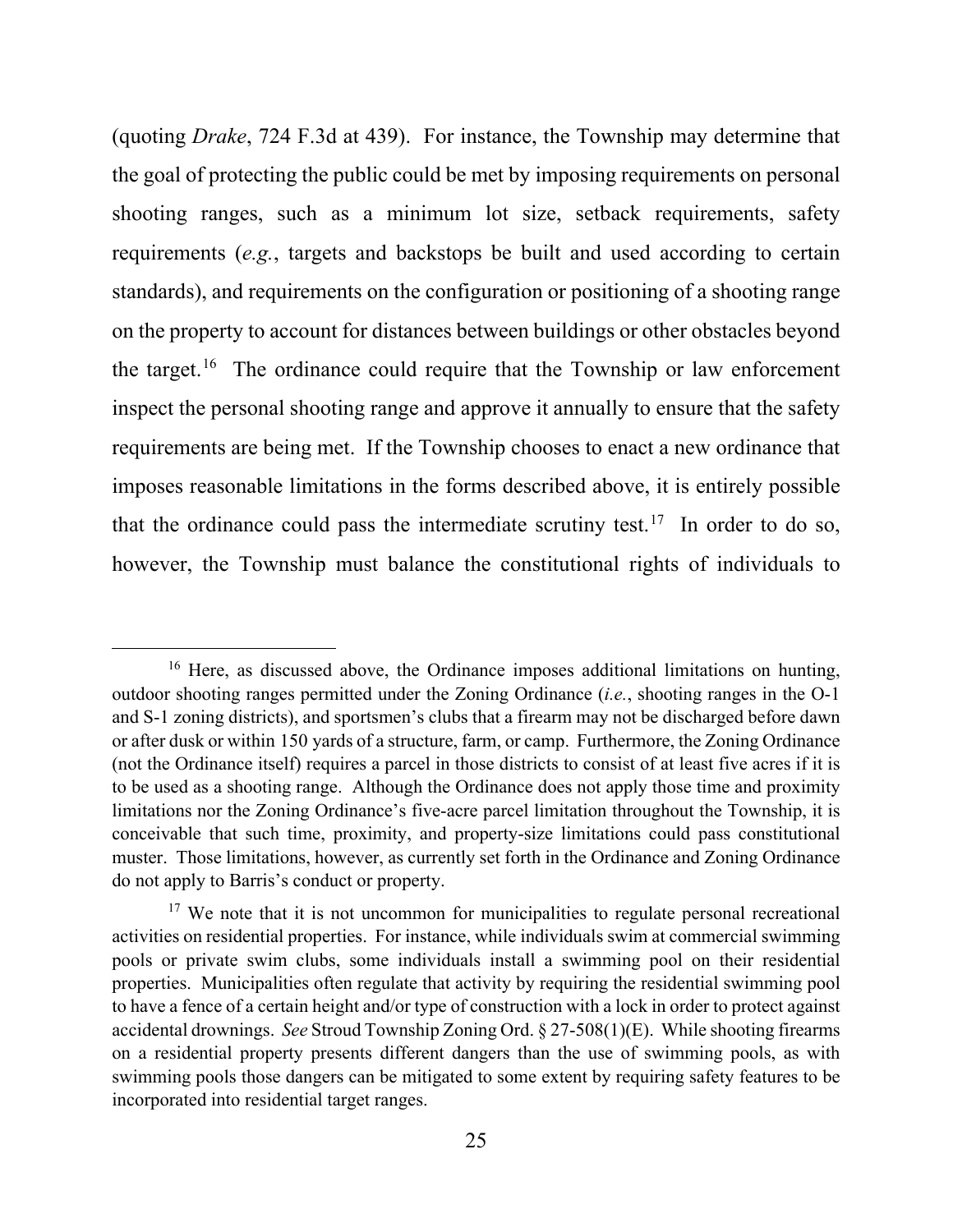(quoting *Drake*, 724 F.3d at 439). For instance, the Township may determine that the goal of protecting the public could be met by imposing requirements on personal shooting ranges, such as a minimum lot size, setback requirements, safety requirements (*e.g.*, targets and backstops be built and used according to certain standards), and requirements on the configuration or positioning of a shooting range on the property to account for distances between buildings or other obstacles beyond the target.[16] The ordinance could require that the Township or law enforcement inspect the personal shooting range and approve it annually to ensure that the safety requirements are being met. If the Township chooses to enact a new ordinance that imposes reasonable limitations in the forms described above, it is entirely possible that the ordinance could pass the intermediate scrutiny test.[17] In order to do so, however, the Township must balance the constitutional rights of individuals to

---

[16] Here, as discussed above, the Ordinance imposes additional limitations on hunting, outdoor shooting ranges permitted under the Zoning Ordinance (*i.e.*, shooting ranges in the O-1 and S-1 zoning districts), and sportsmen's clubs that a firearm may not be discharged before dawn or after dusk or within 150 yards of a structure, farm, or camp. Furthermore, the Zoning Ordinance (not the Ordinance itself) requires a parcel in those districts to consist of at least five acres if it is to be used as a shooting range. Although the Ordinance does not apply those time and proximity limitations nor the Zoning Ordinance's five-acre parcel limitation throughout the Township, it is conceivable that such time, proximity, and property-size limitations could pass constitutional muster. Those limitations, however, as currently set forth in the Ordinance and Zoning Ordinance do not apply to Barris's conduct or property.

[17] We note that it is not uncommon for municipalities to regulate personal recreational activities on residential properties. For instance, while individuals swim at commercial swimming pools or private swim clubs, some individuals install a swimming pool on their residential properties. Municipalities often regulate that activity by requiring the residential swimming pool to have a fence of a certain height and/or type of construction with a lock in order to protect against accidental drownings. *See* Stroud Township Zoning Ord. § 27-508(1)(E). While shooting firearms on a residential property presents different dangers than the use of swimming pools, as with swimming pools those dangers can be mitigated to some extent by requiring safety features to be incorporated into residential target ranges.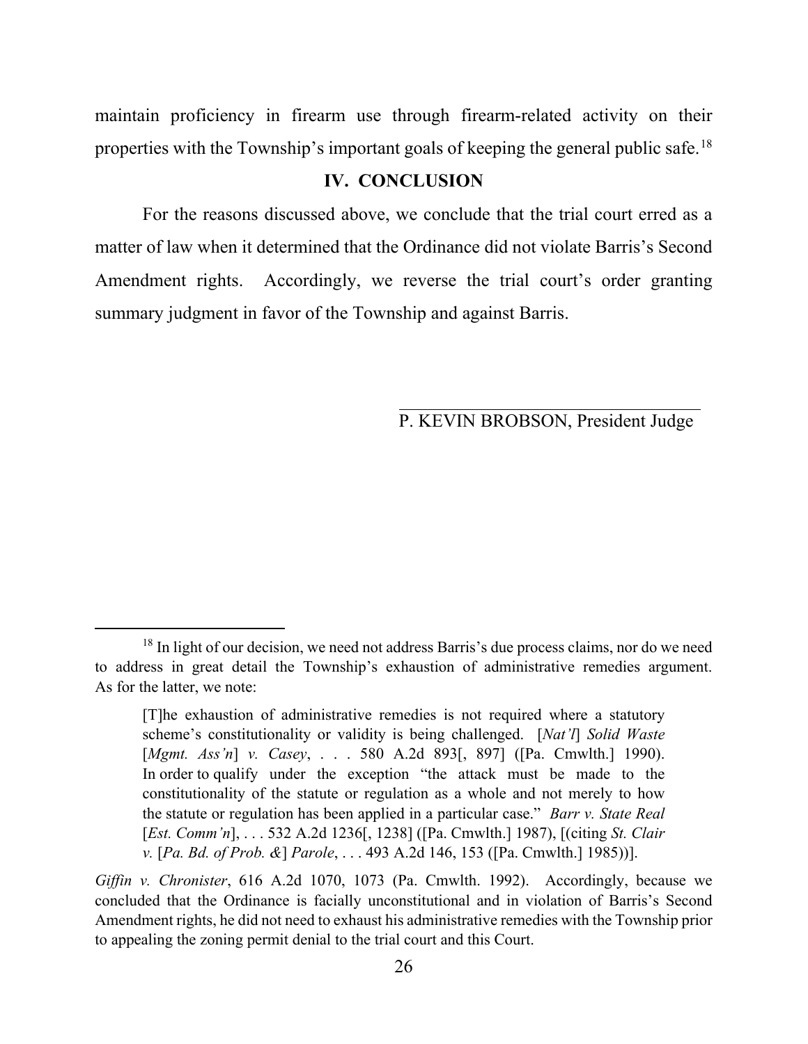maintain proficiency in firearm use through firearm-related activity on their properties with the Township's important goals of keeping the general public safe.[18]

## IV. CONCLUSION

For the reasons discussed above, we conclude that the trial court erred as a matter of law when it determined that the Ordinance did not violate Barris's Second Amendment rights. Accordingly, we reverse the trial court's order granting summary judgment in favor of the Township and against Barris.

P. KEVIN BROBSON, President Judge

---

[18] In light of our decision, we need not address Barris's due process claims, nor do we need to address in great detail the Township's exhaustion of administrative remedies argument. As for the latter, we note:

> [T]he exhaustion of administrative remedies is not required where a statutory scheme's constitutionality or validity is being challenged. [*Nat'l*] *Solid Waste* [*Mgmt. Ass'n*] *v. Casey*, . . . 580 A.2d 893[, 897] ([Pa. Cmwlth.] 1990). In order to qualify under the exception "the attack must be made to the constitutionality of the statute or regulation as a whole and not merely to how the statute or regulation has been applied in a particular case." *Barr v. State Real* [*Est. Comm'n*], . . . 532 A.2d 1236[, 1238] ([Pa. Cmwlth.] 1987), [(citing *St. Clair v.* [*Pa. Bd. of Prob. &*] *Parole*, . . . 493 A.2d 146, 153 ([Pa. Cmwlth.] 1985))].

*Giffin v. Chronister*, 616 A.2d 1070, 1073 (Pa. Cmwlth. 1992). Accordingly, because we concluded that the Ordinance is facially unconstitutional and in violation of Barris's Second Amendment rights, he did not need to exhaust his administrative remedies with the Township prior to appealing the zoning permit denial to the trial court and this Court.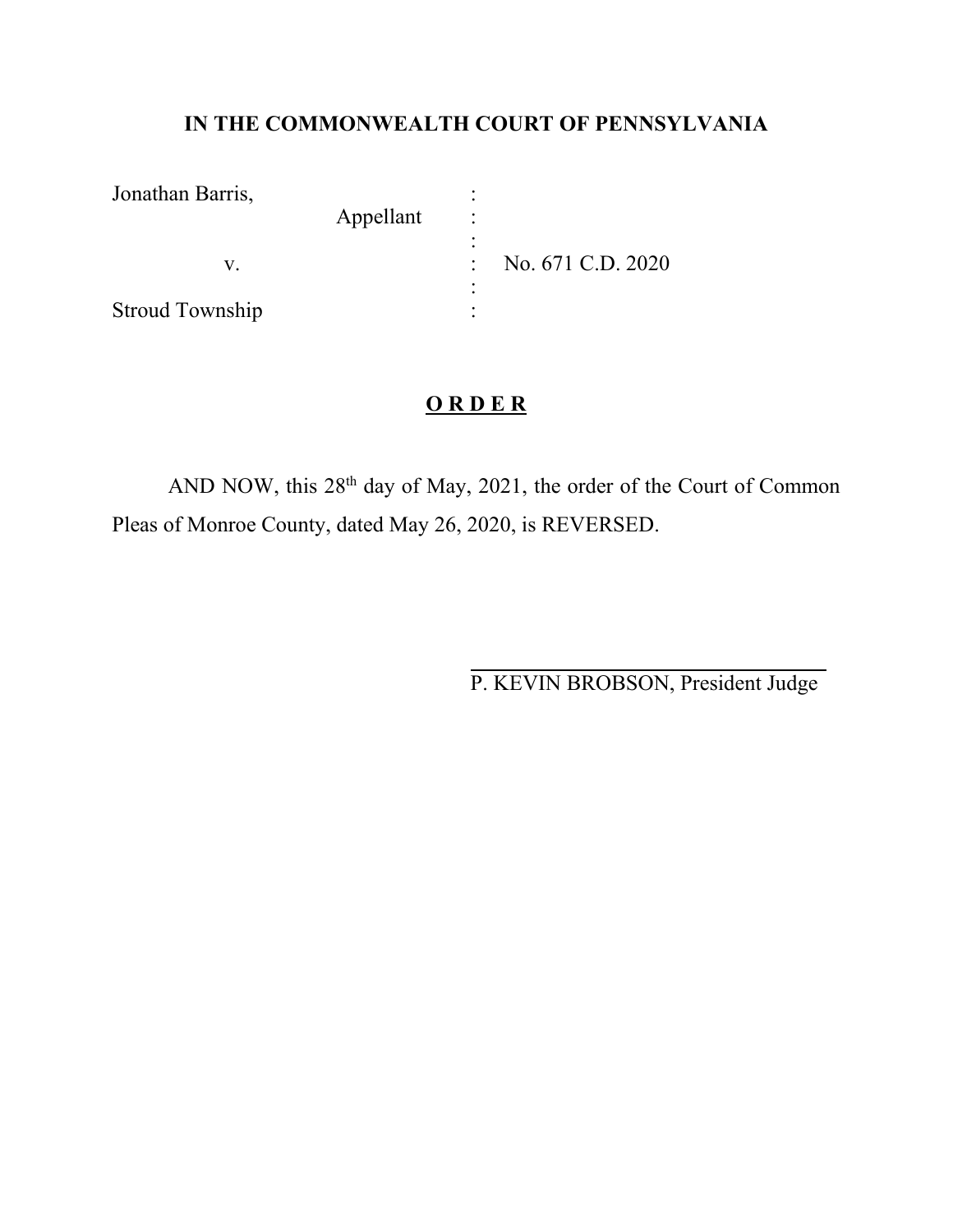**IN THE COMMONWEALTH COURT OF PENNSYLVANIA**

Jonathan Barris, Appellant

v.

Stroud Township

No. 671 C.D. 2020

## **O R D E R**

AND NOW, this 28th day of May, 2021, the order of the Court of Common Pleas of Monroe County, dated May 26, 2020, is REVERSED.

P. KEVIN BROBSON, President Judge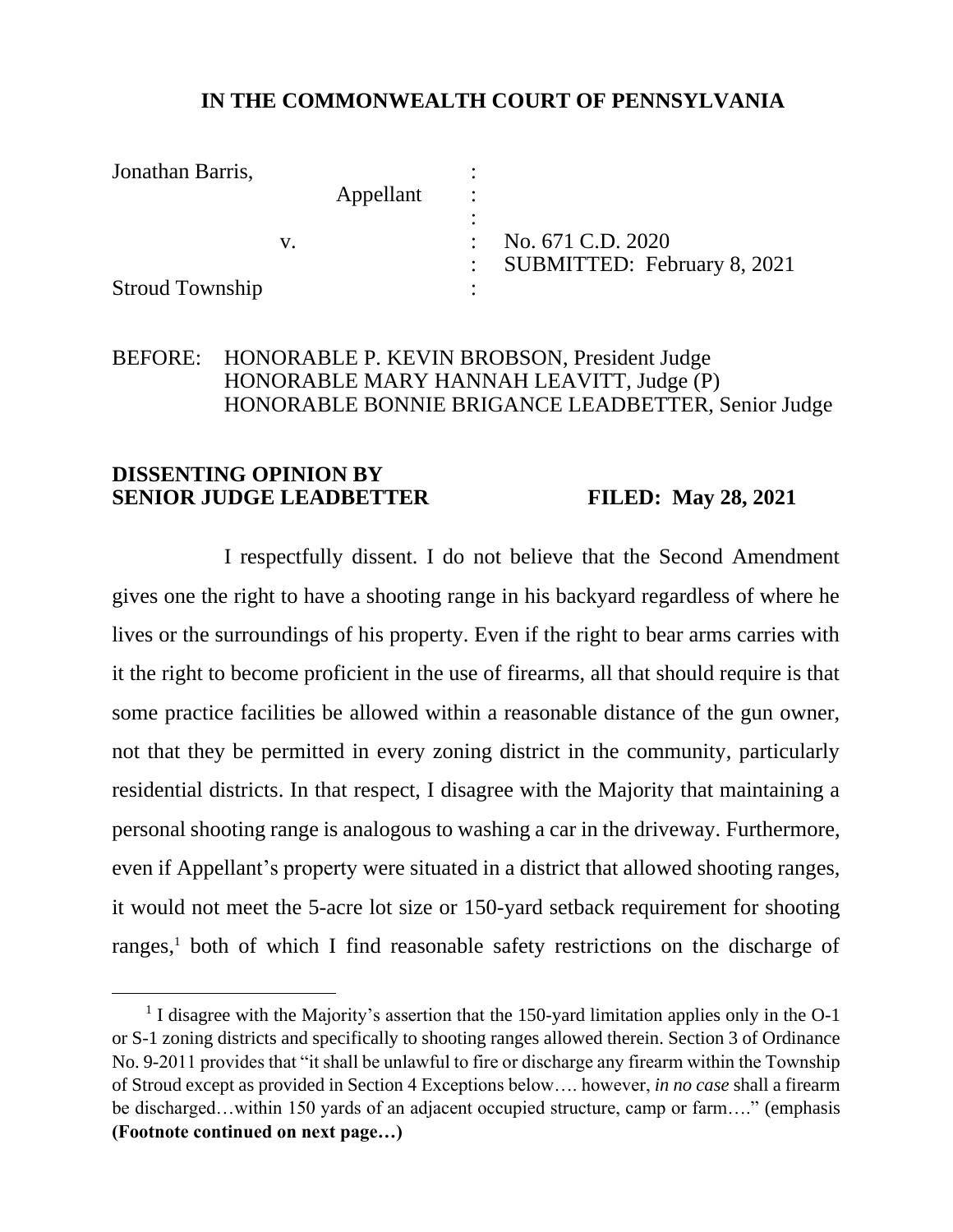# IN THE COMMONWEALTH COURT OF PENNSYLVANIA

| | | |
|---|---|---|
| Jonathan Barris, | : | |
| Appellant | : | |
| | : | |
| v. | : | No. 671 C.D. 2020 |
| | : | SUBMITTED: February 8, 2021 |
| Stroud Township | : | |

BEFORE: HONORABLE P. KEVIN BROBSON, President Judge
HONORABLE MARY HANNAH LEAVITT, Judge (P)
HONORABLE BONNIE BRIGANCE LEADBETTER, Senior Judge

**DISSENTING OPINION BY SENIOR JUDGE LEADBETTER** **FILED: May 28, 2021**

I respectfully dissent. I do not believe that the Second Amendment gives one the right to have a shooting range in his backyard regardless of where he lives or the surroundings of his property. Even if the right to bear arms carries with it the right to become proficient in the use of firearms, all that should require is that some practice facilities be allowed within a reasonable distance of the gun owner, not that they be permitted in every zoning district in the community, particularly residential districts. In that respect, I disagree with the Majority that maintaining a personal shooting range is analogous to washing a car in the driveway. Furthermore, even if Appellant's property were situated in a district that allowed shooting ranges, it would not meet the 5-acre lot size or 150-yard setback requirement for shooting ranges,[1] both of which I find reasonable safety restrictions on the discharge of

---

[1] I disagree with the Majority's assertion that the 150-yard limitation applies only in the O-1 or S-1 zoning districts and specifically to shooting ranges allowed therein. Section 3 of Ordinance No. 9-2011 provides that "it shall be unlawful to fire or discharge any firearm within the Township of Stroud except as provided in Section 4 Exceptions below…. however, *in no case* shall a firearm be discharged…within 150 yards of an adjacent occupied structure, camp or farm…." (emphasis **(Footnote continued on next page…)**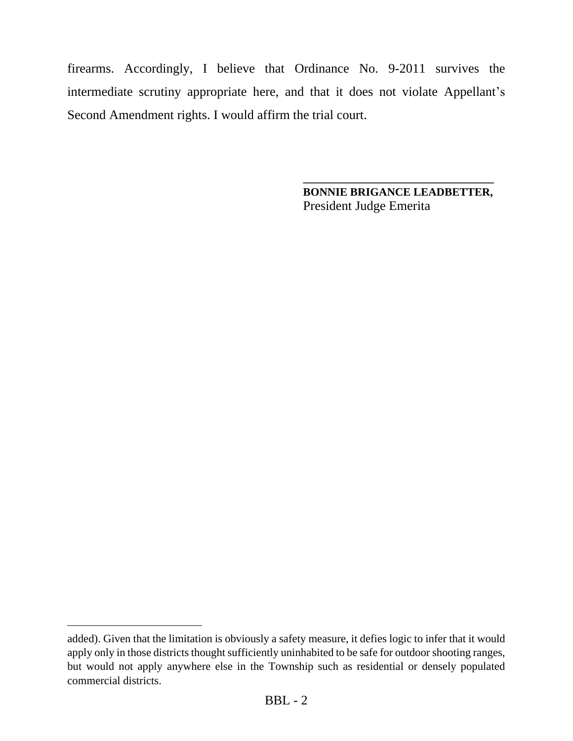firearms. Accordingly, I believe that Ordinance No. 9-2011 survives the intermediate scrutiny appropriate here, and that it does not violate Appellant's Second Amendment rights. I would affirm the trial court.

\_\_\_\_\_\_\_\_\_\_\_\_\_\_\_\_\_\_\_\_\_\_\_\_\_\_\_\_\_\_\_\_\_\_\_\_\_\_\_\_\_\_\_

**BONNIE BRIGANCE LEADBETTER,**
President Judge Emerita

---

added). Given that the limitation is obviously a safety measure, it defies logic to infer that it would apply only in those districts thought sufficiently uninhabited to be safe for outdoor shooting ranges, but would not apply anywhere else in the Township such as residential or densely populated commercial districts.